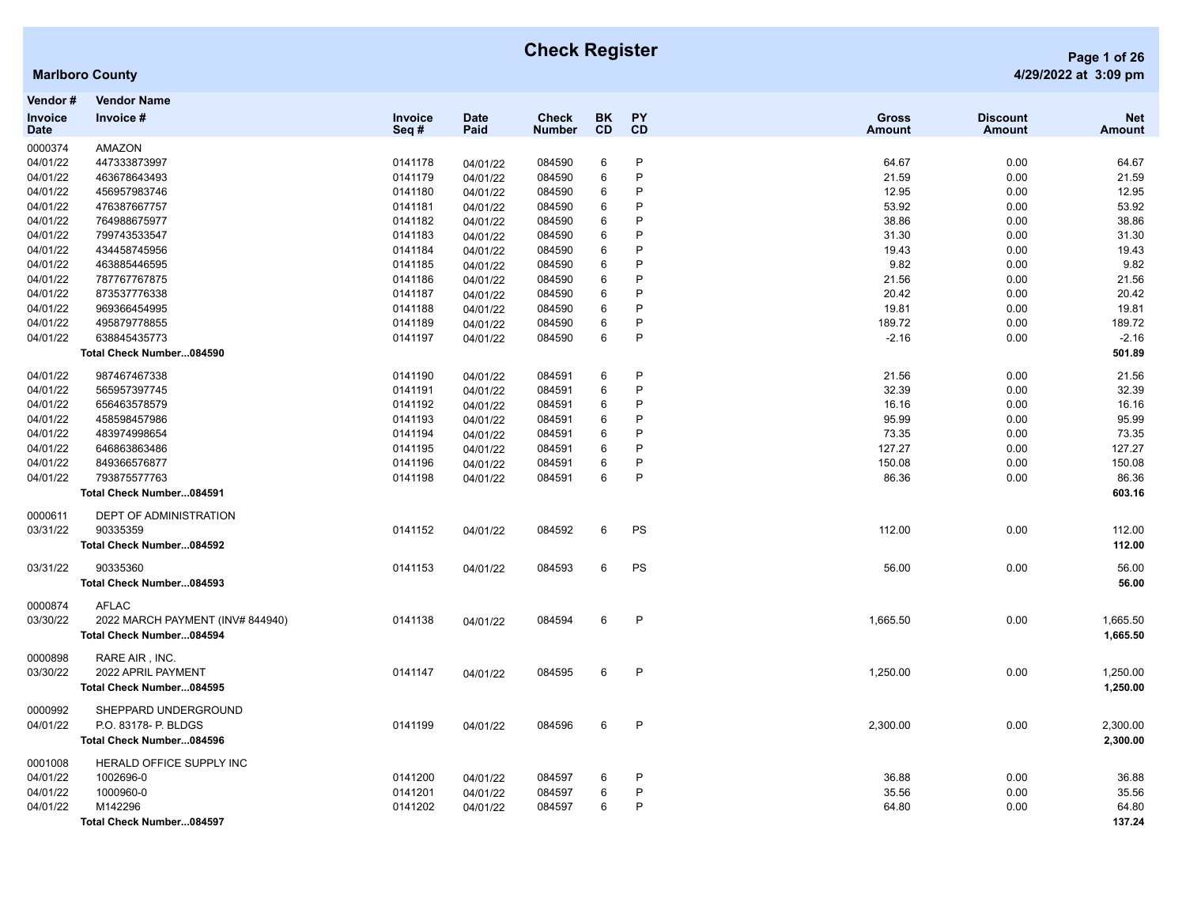# Check Register

**Marlboro County**

| Vendor # / Invoice Date | Vendor Name / Invoice # | Invoice Seq # | Date Paid | Check Number | BK CD | PY CD | Gross Amount | Discount Amount | Net Amount |
|---|---|---|---|---|---|---|---|---|---|
| 0000374 | AMAZON | | | | | | | | |
| 04/01/22 | 447333873997 | 0141178 | 04/01/22 | 084590 | 6 | P | 64.67 | 0.00 | 64.67 |
| 04/01/22 | 463678643493 | 0141179 | 04/01/22 | 084590 | 6 | P | 21.59 | 0.00 | 21.59 |
| 04/01/22 | 456957983746 | 0141180 | 04/01/22 | 084590 | 6 | P | 12.95 | 0.00 | 12.95 |
| 04/01/22 | 476387667757 | 0141181 | 04/01/22 | 084590 | 6 | P | 53.92 | 0.00 | 53.92 |
| 04/01/22 | 764988675977 | 0141182 | 04/01/22 | 084590 | 6 | P | 38.86 | 0.00 | 38.86 |
| 04/01/22 | 799743533547 | 0141183 | 04/01/22 | 084590 | 6 | P | 31.30 | 0.00 | 31.30 |
| 04/01/22 | 434458745956 | 0141184 | 04/01/22 | 084590 | 6 | P | 19.43 | 0.00 | 19.43 |
| 04/01/22 | 463885446595 | 0141185 | 04/01/22 | 084590 | 6 | P | 9.82 | 0.00 | 9.82 |
| 04/01/22 | 787767767875 | 0141186 | 04/01/22 | 084590 | 6 | P | 21.56 | 0.00 | 21.56 |
| 04/01/22 | 873537776338 | 0141187 | 04/01/22 | 084590 | 6 | P | 20.42 | 0.00 | 20.42 |
| 04/01/22 | 969366454995 | 0141188 | 04/01/22 | 084590 | 6 | P | 19.81 | 0.00 | 19.81 |
| 04/01/22 | 495879778855 | 0141189 | 04/01/22 | 084590 | 6 | P | 189.72 | 0.00 | 189.72 |
| 04/01/22 | 638845435773 | 0141197 | 04/01/22 | 084590 | 6 | P | -2.16 | 0.00 | -2.16 |
| | **Total Check Number...084590** | | | | | | | | **501.89** |
| 04/01/22 | 987467467338 | 0141190 | 04/01/22 | 084591 | 6 | P | 21.56 | 0.00 | 21.56 |
| 04/01/22 | 565957397745 | 0141191 | 04/01/22 | 084591 | 6 | P | 32.39 | 0.00 | 32.39 |
| 04/01/22 | 656463578579 | 0141192 | 04/01/22 | 084591 | 6 | P | 16.16 | 0.00 | 16.16 |
| 04/01/22 | 458598457986 | 0141193 | 04/01/22 | 084591 | 6 | P | 95.99 | 0.00 | 95.99 |
| 04/01/22 | 483974998654 | 0141194 | 04/01/22 | 084591 | 6 | P | 73.35 | 0.00 | 73.35 |
| 04/01/22 | 646863863486 | 0141195 | 04/01/22 | 084591 | 6 | P | 127.27 | 0.00 | 127.27 |
| 04/01/22 | 849366576877 | 0141196 | 04/01/22 | 084591 | 6 | P | 150.08 | 0.00 | 150.08 |
| 04/01/22 | 793875577763 | 0141198 | 04/01/22 | 084591 | 6 | P | 86.36 | 0.00 | 86.36 |
| | **Total Check Number...084591** | | | | | | | | **603.16** |
| 0000611 | DEPT OF ADMINISTRATION | | | | | | | | |
| 03/31/22 | 90335359 | 0141152 | 04/01/22 | 084592 | 6 | PS | 112.00 | 0.00 | 112.00 |
| | **Total Check Number...084592** | | | | | | | | **112.00** |
| 03/31/22 | 90335360 | 0141153 | 04/01/22 | 084593 | 6 | PS | 56.00 | 0.00 | 56.00 |
| | **Total Check Number...084593** | | | | | | | | **56.00** |
| 0000874 | AFLAC | | | | | | | | |
| 03/30/22 | 2022 MARCH PAYMENT (INV# 844940) | 0141138 | 04/01/22 | 084594 | 6 | P | 1,665.50 | 0.00 | 1,665.50 |
| | **Total Check Number...084594** | | | | | | | | **1,665.50** |
| 0000898 | RARE AIR , INC. | | | | | | | | |
| 03/30/22 | 2022 APRIL PAYMENT | 0141147 | 04/01/22 | 084595 | 6 | P | 1,250.00 | 0.00 | 1,250.00 |
| | **Total Check Number...084595** | | | | | | | | **1,250.00** |
| 0000992 | SHEPPARD UNDERGROUND | | | | | | | | |
| 04/01/22 | P.O. 83178- P. BLDGS | 0141199 | 04/01/22 | 084596 | 6 | P | 2,300.00 | 0.00 | 2,300.00 |
| | **Total Check Number...084596** | | | | | | | | **2,300.00** |
| 0001008 | HERALD OFFICE SUPPLY INC | | | | | | | | |
| 04/01/22 | 1002696-0 | 0141200 | 04/01/22 | 084597 | 6 | P | 36.88 | 0.00 | 36.88 |
| 04/01/22 | 1000960-0 | 0141201 | 04/01/22 | 084597 | 6 | P | 35.56 | 0.00 | 35.56 |
| 04/01/22 | M142296 | 0141202 | 04/01/22 | 084597 | 6 | P | 64.80 | 0.00 | 64.80 |
| | **Total Check Number...084597** | | | | | | | | **137.24** |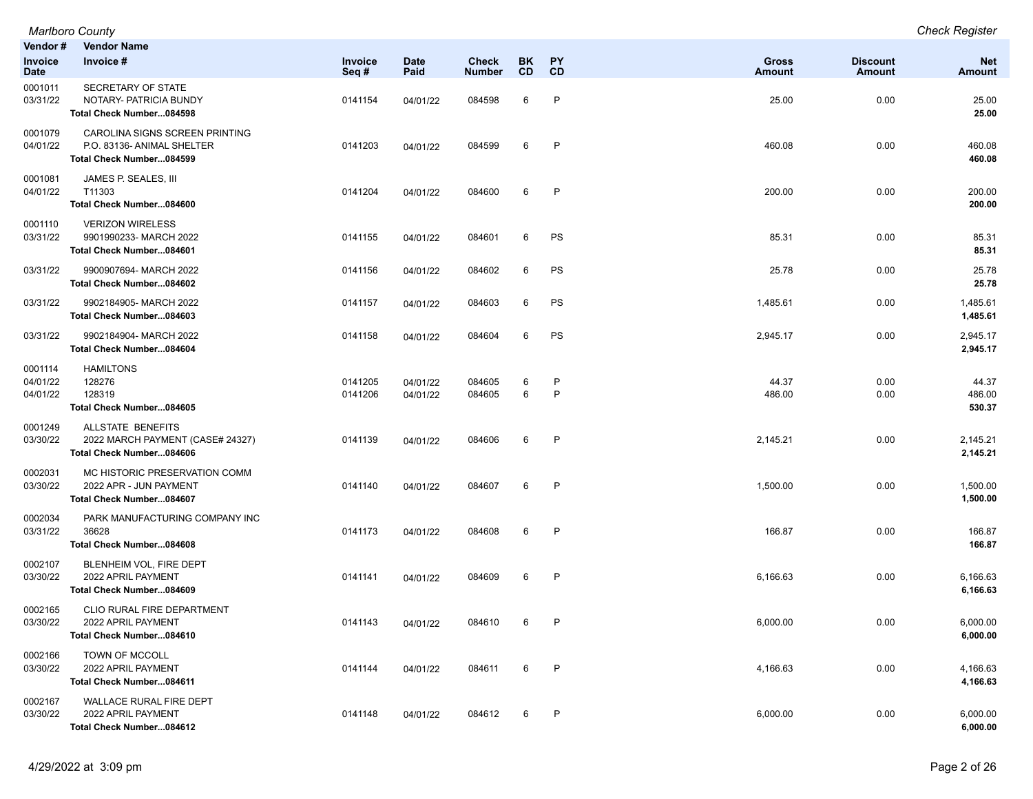| Vendor # / Invoice Date | Vendor Name / Invoice # | Invoice Seq # | Date Paid | Check Number | BK CD | PY CD | Gross Amount | Discount Amount | Net Amount |
|---|---|---|---|---|---|---|---|---|---|
| 0001011 | SECRETARY OF STATE | | | | | | | | |
| 03/31/22 | NOTARY- PATRICIA BUNDY | 0141154 | 04/01/22 | 084598 | 6 | P | 25.00 | 0.00 | 25.00 |
| | **Total Check Number...084598** | | | | | | | | **25.00** |
| 0001079 | CAROLINA SIGNS SCREEN PRINTING | | | | | | | | |
| 04/01/22 | P.O. 83136- ANIMAL SHELTER | 0141203 | 04/01/22 | 084599 | 6 | P | 460.08 | 0.00 | 460.08 |
| | **Total Check Number...084599** | | | | | | | | **460.08** |
| 0001081 | JAMES P. SEALES, III | | | | | | | | |
| 04/01/22 | T11303 | 0141204 | 04/01/22 | 084600 | 6 | P | 200.00 | 0.00 | 200.00 |
| | **Total Check Number...084600** | | | | | | | | **200.00** |
| 0001110 | VERIZON WIRELESS | | | | | | | | |
| 03/31/22 | 9901990233- MARCH 2022 | 0141155 | 04/01/22 | 084601 | 6 | PS | 85.31 | 0.00 | 85.31 |
| | **Total Check Number...084601** | | | | | | | | **85.31** |
| 03/31/22 | 9900907694- MARCH 2022 | 0141156 | 04/01/22 | 084602 | 6 | PS | 25.78 | 0.00 | 25.78 |
| | **Total Check Number...084602** | | | | | | | | **25.78** |
| 03/31/22 | 9902184905- MARCH 2022 | 0141157 | 04/01/22 | 084603 | 6 | PS | 1,485.61 | 0.00 | 1,485.61 |
| | **Total Check Number...084603** | | | | | | | | **1,485.61** |
| 03/31/22 | 9902184904- MARCH 2022 | 0141158 | 04/01/22 | 084604 | 6 | PS | 2,945.17 | 0.00 | 2,945.17 |
| | **Total Check Number...084604** | | | | | | | | **2,945.17** |
| 0001114 | HAMILTONS | | | | | | | | |
| 04/01/22 | 128276 | 0141205 | 04/01/22 | 084605 | 6 | P | 44.37 | 0.00 | 44.37 |
| 04/01/22 | 128319 | 0141206 | 04/01/22 | 084605 | 6 | P | 486.00 | 0.00 | 486.00 |
| | **Total Check Number...084605** | | | | | | | | **530.37** |
| 0001249 | ALLSTATE BENEFITS | | | | | | | | |
| 03/30/22 | 2022 MARCH PAYMENT (CASE# 24327) | 0141139 | 04/01/22 | 084606 | 6 | P | 2,145.21 | 0.00 | 2,145.21 |
| | **Total Check Number...084606** | | | | | | | | **2,145.21** |
| 0002031 | MC HISTORIC PRESERVATION COMM | | | | | | | | |
| 03/30/22 | 2022 APR - JUN PAYMENT | 0141140 | 04/01/22 | 084607 | 6 | P | 1,500.00 | 0.00 | 1,500.00 |
| | **Total Check Number...084607** | | | | | | | | **1,500.00** |
| 0002034 | PARK MANUFACTURING COMPANY INC | | | | | | | | |
| 03/31/22 | 36628 | 0141173 | 04/01/22 | 084608 | 6 | P | 166.87 | 0.00 | 166.87 |
| | **Total Check Number...084608** | | | | | | | | **166.87** |
| 0002107 | BLENHEIM VOL, FIRE DEPT | | | | | | | | |
| 03/30/22 | 2022 APRIL PAYMENT | 0141141 | 04/01/22 | 084609 | 6 | P | 6,166.63 | 0.00 | 6,166.63 |
| | **Total Check Number...084609** | | | | | | | | **6,166.63** |
| 0002165 | CLIO RURAL FIRE DEPARTMENT | | | | | | | | |
| 03/30/22 | 2022 APRIL PAYMENT | 0141143 | 04/01/22 | 084610 | 6 | P | 6,000.00 | 0.00 | 6,000.00 |
| | **Total Check Number...084610** | | | | | | | | **6,000.00** |
| 0002166 | TOWN OF MCCOLL | | | | | | | | |
| 03/30/22 | 2022 APRIL PAYMENT | 0141144 | 04/01/22 | 084611 | 6 | P | 4,166.63 | 0.00 | 4,166.63 |
| | **Total Check Number...084611** | | | | | | | | **4,166.63** |
| 0002167 | WALLACE RURAL FIRE DEPT | | | | | | | | |
| 03/30/22 | 2022 APRIL PAYMENT | 0141148 | 04/01/22 | 084612 | 6 | P | 6,000.00 | 0.00 | 6,000.00 |
| | **Total Check Number...084612** | | | | | | | | **6,000.00** |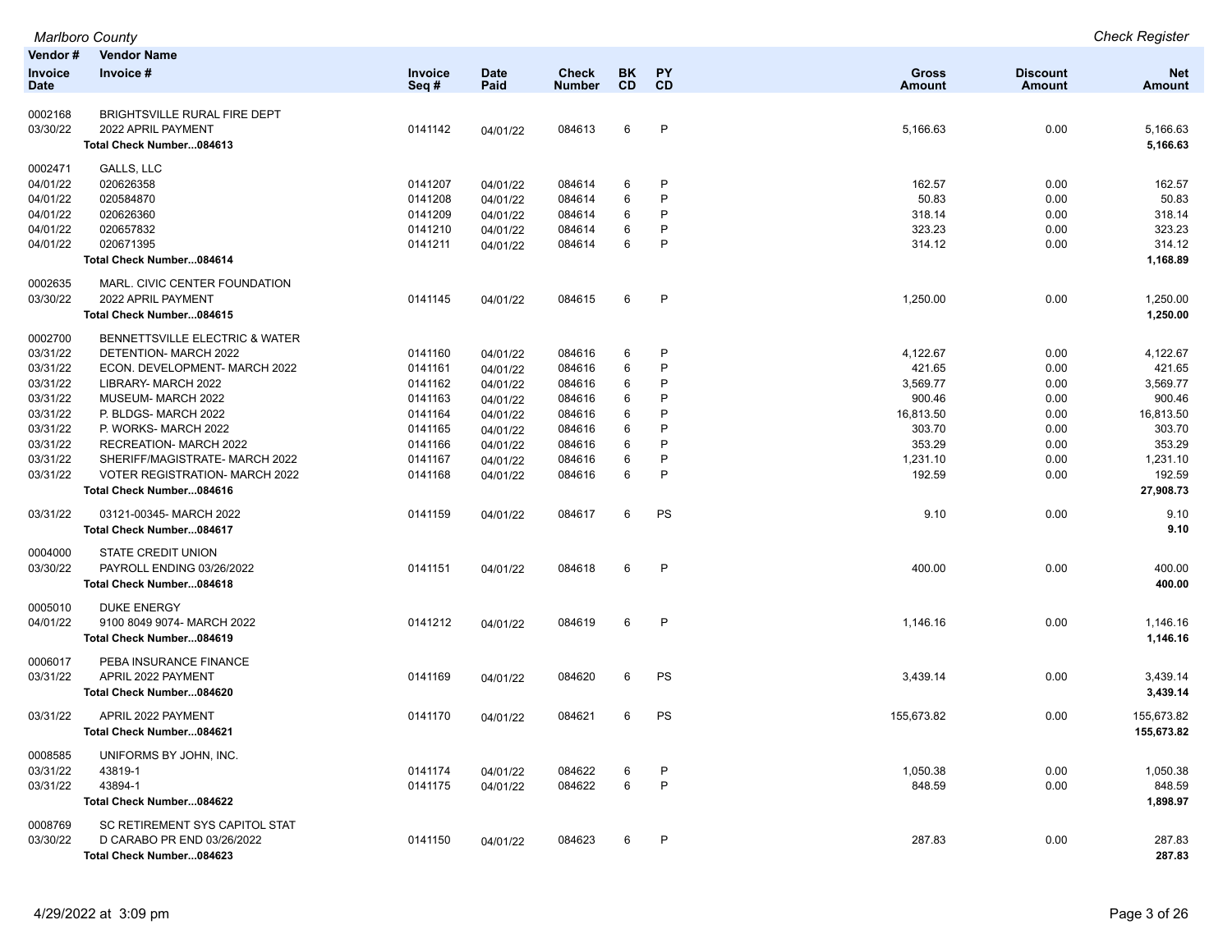*Marlboro County* — *Check Register*

| Vendor # / Invoice Date | Vendor Name / Invoice # | Invoice Seq # | Date Paid | Check Number | BK CD | PY CD | Gross Amount | Discount Amount | Net Amount |
|---|---|---|---|---|---|---|---|---|---|
| 0002168 | BRIGHTSVILLE RURAL FIRE DEPT | | | | | | | | |
| 03/30/22 | 2022 APRIL PAYMENT | 0141142 | 04/01/22 | 084613 | 6 | P | 5,166.63 | 0.00 | 5,166.63 |
| | **Total Check Number...084613** | | | | | | | | **5,166.63** |
| 0002471 | GALLS, LLC | | | | | | | | |
| 04/01/22 | 020626358 | 0141207 | 04/01/22 | 084614 | 6 | P | 162.57 | 0.00 | 162.57 |
| 04/01/22 | 020584870 | 0141208 | 04/01/22 | 084614 | 6 | P | 50.83 | 0.00 | 50.83 |
| 04/01/22 | 020626360 | 0141209 | 04/01/22 | 084614 | 6 | P | 318.14 | 0.00 | 318.14 |
| 04/01/22 | 020657832 | 0141210 | 04/01/22 | 084614 | 6 | P | 323.23 | 0.00 | 323.23 |
| 04/01/22 | 020671395 | 0141211 | 04/01/22 | 084614 | 6 | P | 314.12 | 0.00 | 314.12 |
| | **Total Check Number...084614** | | | | | | | | **1,168.89** |
| 0002635 | MARL. CIVIC CENTER FOUNDATION | | | | | | | | |
| 03/30/22 | 2022 APRIL PAYMENT | 0141145 | 04/01/22 | 084615 | 6 | P | 1,250.00 | 0.00 | 1,250.00 |
| | **Total Check Number...084615** | | | | | | | | **1,250.00** |
| 0002700 | BENNETTSVILLE ELECTRIC & WATER | | | | | | | | |
| 03/31/22 | DETENTION- MARCH 2022 | 0141160 | 04/01/22 | 084616 | 6 | P | 4,122.67 | 0.00 | 4,122.67 |
| 03/31/22 | ECON. DEVELOPMENT- MARCH 2022 | 0141161 | 04/01/22 | 084616 | 6 | P | 421.65 | 0.00 | 421.65 |
| 03/31/22 | LIBRARY- MARCH 2022 | 0141162 | 04/01/22 | 084616 | 6 | P | 3,569.77 | 0.00 | 3,569.77 |
| 03/31/22 | MUSEUM- MARCH 2022 | 0141163 | 04/01/22 | 084616 | 6 | P | 900.46 | 0.00 | 900.46 |
| 03/31/22 | P. BLDGS- MARCH 2022 | 0141164 | 04/01/22 | 084616 | 6 | P | 16,813.50 | 0.00 | 16,813.50 |
| 03/31/22 | P. WORKS- MARCH 2022 | 0141165 | 04/01/22 | 084616 | 6 | P | 303.70 | 0.00 | 303.70 |
| 03/31/22 | RECREATION- MARCH 2022 | 0141166 | 04/01/22 | 084616 | 6 | P | 353.29 | 0.00 | 353.29 |
| 03/31/22 | SHERIFF/MAGISTRATE- MARCH 2022 | 0141167 | 04/01/22 | 084616 | 6 | P | 1,231.10 | 0.00 | 1,231.10 |
| 03/31/22 | VOTER REGISTRATION- MARCH 2022 | 0141168 | 04/01/22 | 084616 | 6 | P | 192.59 | 0.00 | 192.59 |
| | **Total Check Number...084616** | | | | | | | | **27,908.73** |
| 03/31/22 | 03121-00345- MARCH 2022 | 0141159 | 04/01/22 | 084617 | 6 | PS | 9.10 | 0.00 | 9.10 |
| | **Total Check Number...084617** | | | | | | | | **9.10** |
| 0004000 | STATE CREDIT UNION | | | | | | | | |
| 03/30/22 | PAYROLL ENDING 03/26/2022 | 0141151 | 04/01/22 | 084618 | 6 | P | 400.00 | 0.00 | 400.00 |
| | **Total Check Number...084618** | | | | | | | | **400.00** |
| 0005010 | DUKE ENERGY | | | | | | | | |
| 04/01/22 | 9100 8049 9074- MARCH 2022 | 0141212 | 04/01/22 | 084619 | 6 | P | 1,146.16 | 0.00 | 1,146.16 |
| | **Total Check Number...084619** | | | | | | | | **1,146.16** |
| 0006017 | PEBA INSURANCE FINANCE | | | | | | | | |
| 03/31/22 | APRIL 2022 PAYMENT | 0141169 | 04/01/22 | 084620 | 6 | PS | 3,439.14 | 0.00 | 3,439.14 |
| | **Total Check Number...084620** | | | | | | | | **3,439.14** |
| 03/31/22 | APRIL 2022 PAYMENT | 0141170 | 04/01/22 | 084621 | 6 | PS | 155,673.82 | 0.00 | 155,673.82 |
| | **Total Check Number...084621** | | | | | | | | **155,673.82** |
| 0008585 | UNIFORMS BY JOHN, INC. | | | | | | | | |
| 03/31/22 | 43819-1 | 0141174 | 04/01/22 | 084622 | 6 | P | 1,050.38 | 0.00 | 1,050.38 |
| 03/31/22 | 43894-1 | 0141175 | 04/01/22 | 084622 | 6 | P | 848.59 | 0.00 | 848.59 |
| | **Total Check Number...084622** | | | | | | | | **1,898.97** |
| 0008769 | SC RETIREMENT SYS CAPITOL STAT | | | | | | | | |
| 03/30/22 | D CARABO PR END 03/26/2022 | 0141150 | 04/01/22 | 084623 | 6 | P | 287.83 | 0.00 | 287.83 |
| | **Total Check Number...084623** | | | | | | | | **287.83** |

4/29/2022 at 3:09 pm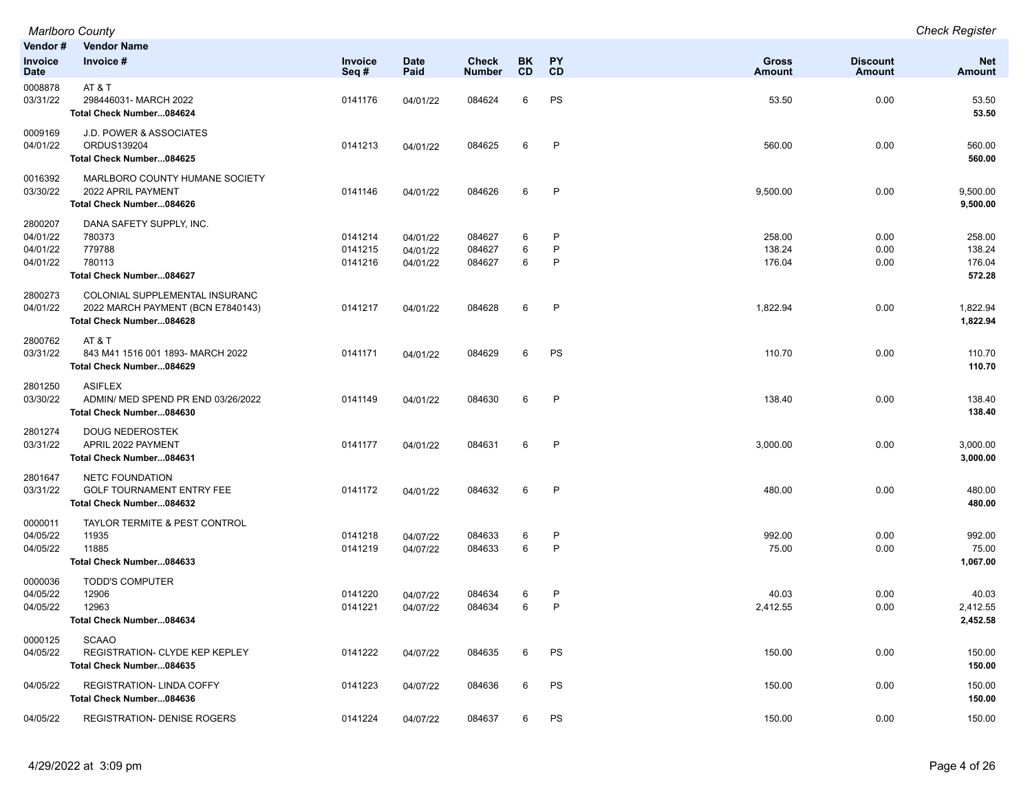| Vendor # / Invoice Date | Vendor Name / Invoice # | Invoice Seq # | Date Paid | Check Number | BK CD | PY CD | Gross Amount | Discount Amount | Net Amount |
|---|---|---|---|---|---|---|---|---|---|
| 0008878 | AT & T | | | | | | | | |
| 03/31/22 | 298446031- MARCH 2022 | 0141176 | 04/01/22 | 084624 | 6 | PS | 53.50 | 0.00 | 53.50 |
| | **Total Check Number...084624** | | | | | | | | **53.50** |
| 0009169 | J.D. POWER & ASSOCIATES | | | | | | | | |
| 04/01/22 | ORDUS139204 | 0141213 | 04/01/22 | 084625 | 6 | P | 560.00 | 0.00 | 560.00 |
| | **Total Check Number...084625** | | | | | | | | **560.00** |
| 0016392 | MARLBORO COUNTY HUMANE SOCIETY | | | | | | | | |
| 03/30/22 | 2022 APRIL PAYMENT | 0141146 | 04/01/22 | 084626 | 6 | P | 9,500.00 | 0.00 | 9,500.00 |
| | **Total Check Number...084626** | | | | | | | | **9,500.00** |
| 2800207 | DANA SAFETY SUPPLY, INC. | | | | | | | | |
| 04/01/22 | 780373 | 0141214 | 04/01/22 | 084627 | 6 | P | 258.00 | 0.00 | 258.00 |
| 04/01/22 | 779788 | 0141215 | 04/01/22 | 084627 | 6 | P | 138.24 | 0.00 | 138.24 |
| 04/01/22 | 780113 | 0141216 | 04/01/22 | 084627 | 6 | P | 176.04 | 0.00 | 176.04 |
| | **Total Check Number...084627** | | | | | | | | **572.28** |
| 2800273 | COLONIAL SUPPLEMENTAL INSURANC | | | | | | | | |
| 04/01/22 | 2022 MARCH PAYMENT (BCN E7840143) | 0141217 | 04/01/22 | 084628 | 6 | P | 1,822.94 | 0.00 | 1,822.94 |
| | **Total Check Number...084628** | | | | | | | | **1,822.94** |
| 2800762 | AT & T | | | | | | | | |
| 03/31/22 | 843 M41 1516 001 1893- MARCH 2022 | 0141171 | 04/01/22 | 084629 | 6 | PS | 110.70 | 0.00 | 110.70 |
| | **Total Check Number...084629** | | | | | | | | **110.70** |
| 2801250 | ASIFLEX | | | | | | | | |
| 03/30/22 | ADMIN/ MED SPEND PR END 03/26/2022 | 0141149 | 04/01/22 | 084630 | 6 | P | 138.40 | 0.00 | 138.40 |
| | **Total Check Number...084630** | | | | | | | | **138.40** |
| 2801274 | DOUG NEDEROSTEK | | | | | | | | |
| 03/31/22 | APRIL 2022 PAYMENT | 0141177 | 04/01/22 | 084631 | 6 | P | 3,000.00 | 0.00 | 3,000.00 |
| | **Total Check Number...084631** | | | | | | | | **3,000.00** |
| 2801647 | NETC FOUNDATION | | | | | | | | |
| 03/31/22 | GOLF TOURNAMENT ENTRY FEE | 0141172 | 04/01/22 | 084632 | 6 | P | 480.00 | 0.00 | 480.00 |
| | **Total Check Number...084632** | | | | | | | | **480.00** |
| 0000011 | TAYLOR TERMITE & PEST CONTROL | | | | | | | | |
| 04/05/22 | 11935 | 0141218 | 04/07/22 | 084633 | 6 | P | 992.00 | 0.00 | 992.00 |
| 04/05/22 | 11885 | 0141219 | 04/07/22 | 084633 | 6 | P | 75.00 | 0.00 | 75.00 |
| | **Total Check Number...084633** | | | | | | | | **1,067.00** |
| 0000036 | TODD'S COMPUTER | | | | | | | | |
| 04/05/22 | 12906 | 0141220 | 04/07/22 | 084634 | 6 | P | 40.03 | 0.00 | 40.03 |
| 04/05/22 | 12963 | 0141221 | 04/07/22 | 084634 | 6 | P | 2,412.55 | 0.00 | 2,412.55 |
| | **Total Check Number...084634** | | | | | | | | **2,452.58** |
| 0000125 | SCAAO | | | | | | | | |
| 04/05/22 | REGISTRATION- CLYDE KEP KEPLEY | 0141222 | 04/07/22 | 084635 | 6 | PS | 150.00 | 0.00 | 150.00 |
| | **Total Check Number...084635** | | | | | | | | **150.00** |
| 04/05/22 | REGISTRATION- LINDA COFFY | 0141223 | 04/07/22 | 084636 | 6 | PS | 150.00 | 0.00 | 150.00 |
| | **Total Check Number...084636** | | | | | | | | **150.00** |
| 04/05/22 | REGISTRATION- DENISE ROGERS | 0141224 | 04/07/22 | 084637 | 6 | PS | 150.00 | 0.00 | 150.00 |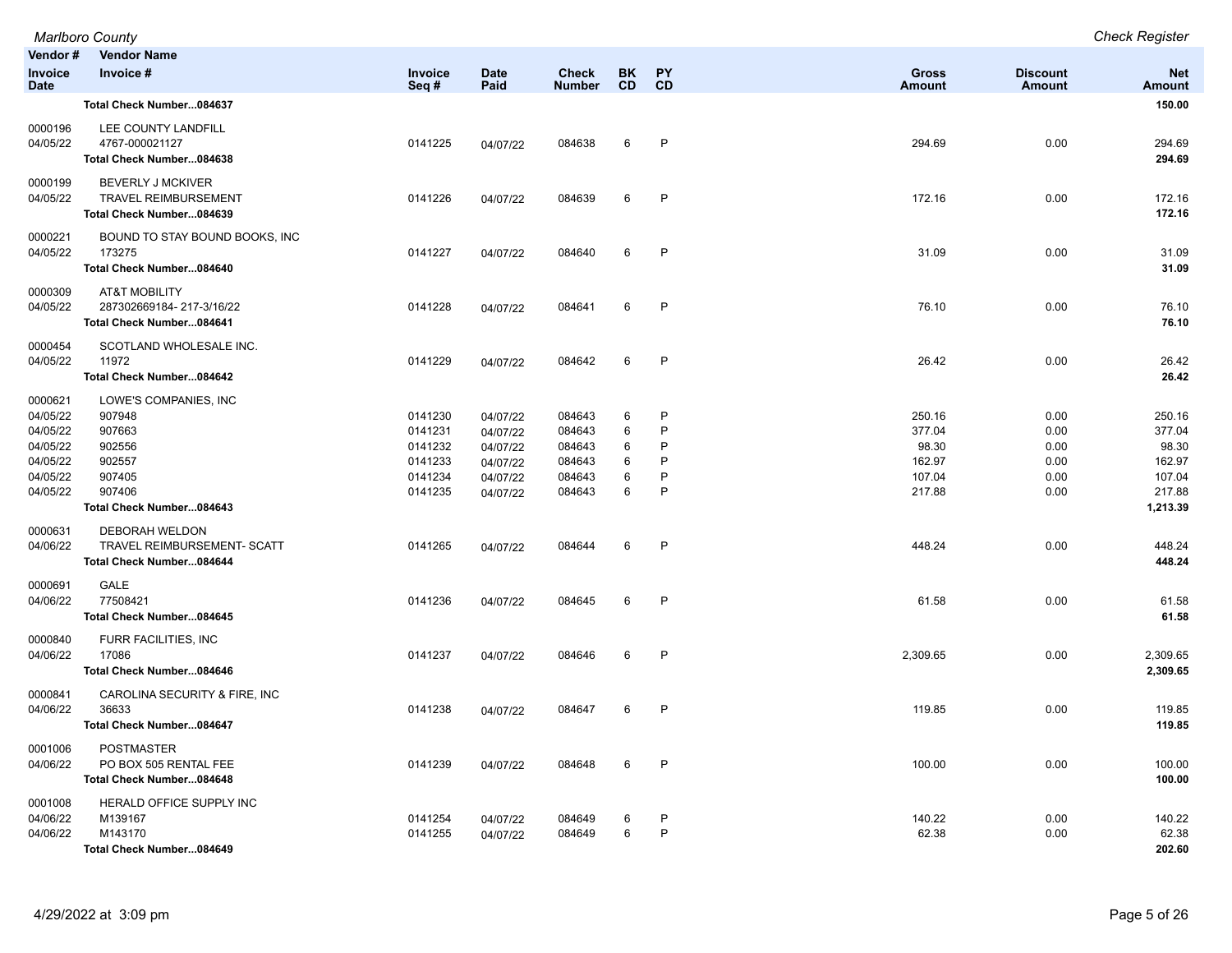| Vendor # / Invoice Date | Vendor Name / Invoice # | Invoice Seq # | Date Paid | Check Number | BK CD | PY CD | Gross Amount | Discount Amount | Net Amount |
|---|---|---|---|---|---|---|---|---|---|
| | **Total Check Number...084637** | | | | | | | | **150.00** |
| 0000196 | LEE COUNTY LANDFILL | | | | | | | | |
| 04/05/22 | 4767-000021127 | 0141225 | 04/07/22 | 084638 | 6 | P | 294.69 | 0.00 | 294.69 |
| | **Total Check Number...084638** | | | | | | | | **294.69** |
| 0000199 | BEVERLY J MCKIVER | | | | | | | | |
| 04/05/22 | TRAVEL REIMBURSEMENT | 0141226 | 04/07/22 | 084639 | 6 | P | 172.16 | 0.00 | 172.16 |
| | **Total Check Number...084639** | | | | | | | | **172.16** |
| 0000221 | BOUND TO STAY BOUND BOOKS, INC | | | | | | | | |
| 04/05/22 | 173275 | 0141227 | 04/07/22 | 084640 | 6 | P | 31.09 | 0.00 | 31.09 |
| | **Total Check Number...084640** | | | | | | | | **31.09** |
| 0000309 | AT&T MOBILITY | | | | | | | | |
| 04/05/22 | 287302669184- 217-3/16/22 | 0141228 | 04/07/22 | 084641 | 6 | P | 76.10 | 0.00 | 76.10 |
| | **Total Check Number...084641** | | | | | | | | **76.10** |
| 0000454 | SCOTLAND WHOLESALE INC. | | | | | | | | |
| 04/05/22 | 11972 | 0141229 | 04/07/22 | 084642 | 6 | P | 26.42 | 0.00 | 26.42 |
| | **Total Check Number...084642** | | | | | | | | **26.42** |
| 0000621 | LOWE'S COMPANIES, INC | | | | | | | | |
| 04/05/22 | 907948 | 0141230 | 04/07/22 | 084643 | 6 | P | 250.16 | 0.00 | 250.16 |
| 04/05/22 | 907663 | 0141231 | 04/07/22 | 084643 | 6 | P | 377.04 | 0.00 | 377.04 |
| 04/05/22 | 902556 | 0141232 | 04/07/22 | 084643 | 6 | P | 98.30 | 0.00 | 98.30 |
| 04/05/22 | 902557 | 0141233 | 04/07/22 | 084643 | 6 | P | 162.97 | 0.00 | 162.97 |
| 04/05/22 | 907405 | 0141234 | 04/07/22 | 084643 | 6 | P | 107.04 | 0.00 | 107.04 |
| 04/05/22 | 907406 | 0141235 | 04/07/22 | 084643 | 6 | P | 217.88 | 0.00 | 217.88 |
| | **Total Check Number...084643** | | | | | | | | **1,213.39** |
| 0000631 | DEBORAH WELDON | | | | | | | | |
| 04/06/22 | TRAVEL REIMBURSEMENT- SCATT | 0141265 | 04/07/22 | 084644 | 6 | P | 448.24 | 0.00 | 448.24 |
| | **Total Check Number...084644** | | | | | | | | **448.24** |
| 0000691 | GALE | | | | | | | | |
| 04/06/22 | 77508421 | 0141236 | 04/07/22 | 084645 | 6 | P | 61.58 | 0.00 | 61.58 |
| | **Total Check Number...084645** | | | | | | | | **61.58** |
| 0000840 | FURR FACILITIES, INC | | | | | | | | |
| 04/06/22 | 17086 | 0141237 | 04/07/22 | 084646 | 6 | P | 2,309.65 | 0.00 | 2,309.65 |
| | **Total Check Number...084646** | | | | | | | | **2,309.65** |
| 0000841 | CAROLINA SECURITY & FIRE, INC | | | | | | | | |
| 04/06/22 | 36633 | 0141238 | 04/07/22 | 084647 | 6 | P | 119.85 | 0.00 | 119.85 |
| | **Total Check Number...084647** | | | | | | | | **119.85** |
| 0001006 | POSTMASTER | | | | | | | | |
| 04/06/22 | PO BOX 505 RENTAL FEE | 0141239 | 04/07/22 | 084648 | 6 | P | 100.00 | 0.00 | 100.00 |
| | **Total Check Number...084648** | | | | | | | | **100.00** |
| 0001008 | HERALD OFFICE SUPPLY INC | | | | | | | | |
| 04/06/22 | M139167 | 0141254 | 04/07/22 | 084649 | 6 | P | 140.22 | 0.00 | 140.22 |
| 04/06/22 | M143170 | 0141255 | 04/07/22 | 084649 | 6 | P | 62.38 | 0.00 | 62.38 |
| | **Total Check Number...084649** | | | | | | | | **202.60** |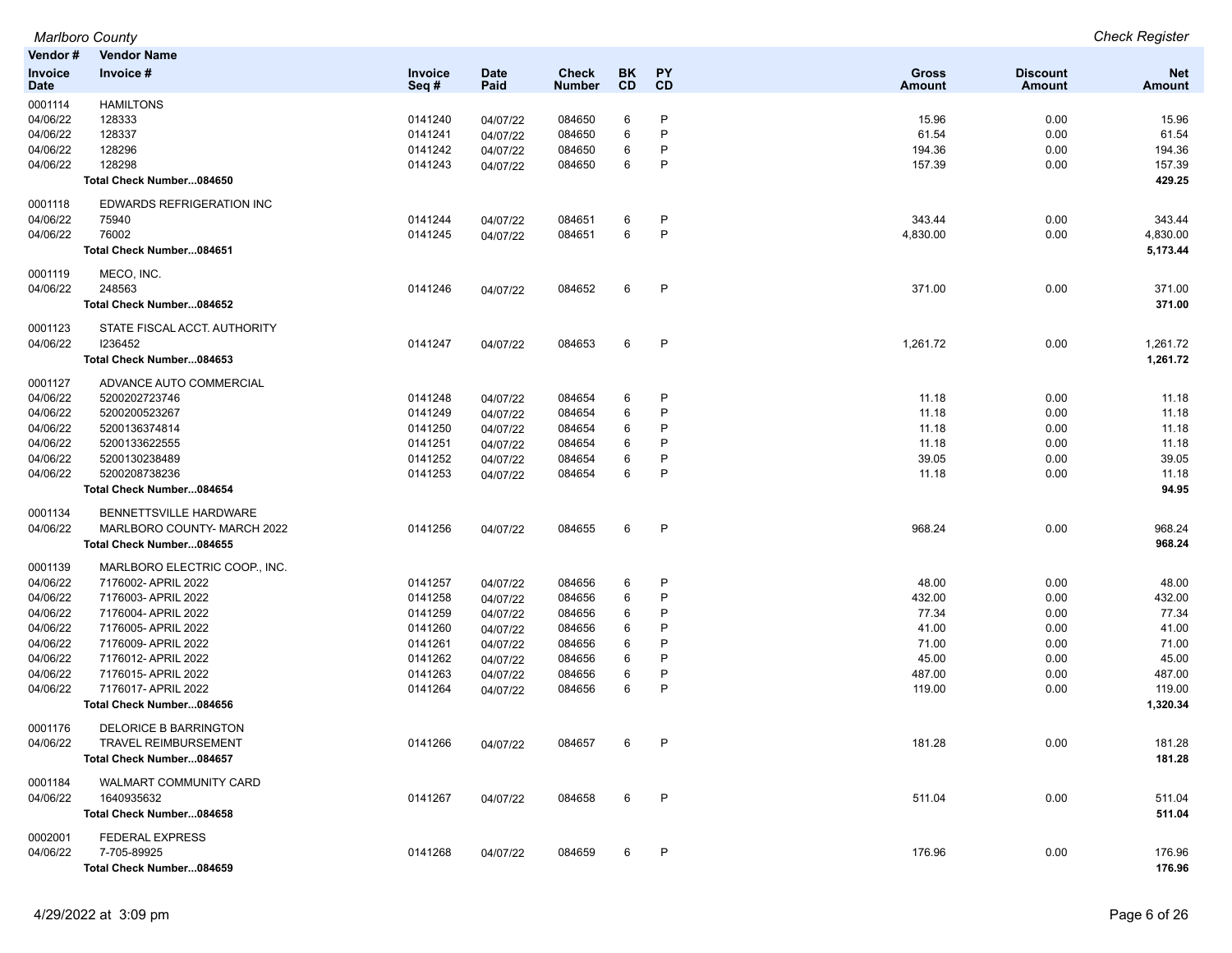| Vendor # Invoice Date | Vendor Name Invoice # | Invoice Seq # | Date Paid | Check Number | BK CD | PY CD | Gross Amount | Discount Amount | Net Amount |
|---|---|---|---|---|---|---|---|---|---|
| 0001114 | HAMILTONS | | | | | | | | |
| 04/06/22 | 128333 | 0141240 | 04/07/22 | 084650 | 6 | P | 15.96 | 0.00 | 15.96 |
| 04/06/22 | 128337 | 0141241 | 04/07/22 | 084650 | 6 | P | 61.54 | 0.00 | 61.54 |
| 04/06/22 | 128296 | 0141242 | 04/07/22 | 084650 | 6 | P | 194.36 | 0.00 | 194.36 |
| 04/06/22 | 128298 | 0141243 | 04/07/22 | 084650 | 6 | P | 157.39 | 0.00 | 157.39 |
| | **Total Check Number...084650** | | | | | | | | **429.25** |
| 0001118 | EDWARDS REFRIGERATION INC | | | | | | | | |
| 04/06/22 | 75940 | 0141244 | 04/07/22 | 084651 | 6 | P | 343.44 | 0.00 | 343.44 |
| 04/06/22 | 76002 | 0141245 | 04/07/22 | 084651 | 6 | P | 4,830.00 | 0.00 | 4,830.00 |
| | **Total Check Number...084651** | | | | | | | | **5,173.44** |
| 0001119 | MECO, INC. | | | | | | | | |
| 04/06/22 | 248563 | 0141246 | 04/07/22 | 084652 | 6 | P | 371.00 | 0.00 | 371.00 |
| | **Total Check Number...084652** | | | | | | | | **371.00** |
| 0001123 | STATE FISCAL ACCT. AUTHORITY | | | | | | | | |
| 04/06/22 | I236452 | 0141247 | 04/07/22 | 084653 | 6 | P | 1,261.72 | 0.00 | 1,261.72 |
| | **Total Check Number...084653** | | | | | | | | **1,261.72** |
| 0001127 | ADVANCE AUTO COMMERCIAL | | | | | | | | |
| 04/06/22 | 5200202723746 | 0141248 | 04/07/22 | 084654 | 6 | P | 11.18 | 0.00 | 11.18 |
| 04/06/22 | 5200200523267 | 0141249 | 04/07/22 | 084654 | 6 | P | 11.18 | 0.00 | 11.18 |
| 04/06/22 | 5200136374814 | 0141250 | 04/07/22 | 084654 | 6 | P | 11.18 | 0.00 | 11.18 |
| 04/06/22 | 5200133622555 | 0141251 | 04/07/22 | 084654 | 6 | P | 11.18 | 0.00 | 11.18 |
| 04/06/22 | 5200130238489 | 0141252 | 04/07/22 | 084654 | 6 | P | 39.05 | 0.00 | 39.05 |
| 04/06/22 | 5200208738236 | 0141253 | 04/07/22 | 084654 | 6 | P | 11.18 | 0.00 | 11.18 |
| | **Total Check Number...084654** | | | | | | | | **94.95** |
| 0001134 | BENNETTSVILLE HARDWARE | | | | | | | | |
| 04/06/22 | MARLBORO COUNTY- MARCH 2022 | 0141256 | 04/07/22 | 084655 | 6 | P | 968.24 | 0.00 | 968.24 |
| | **Total Check Number...084655** | | | | | | | | **968.24** |
| 0001139 | MARLBORO ELECTRIC COOP., INC. | | | | | | | | |
| 04/06/22 | 7176002- APRIL 2022 | 0141257 | 04/07/22 | 084656 | 6 | P | 48.00 | 0.00 | 48.00 |
| 04/06/22 | 7176003- APRIL 2022 | 0141258 | 04/07/22 | 084656 | 6 | P | 432.00 | 0.00 | 432.00 |
| 04/06/22 | 7176004- APRIL 2022 | 0141259 | 04/07/22 | 084656 | 6 | P | 77.34 | 0.00 | 77.34 |
| 04/06/22 | 7176005- APRIL 2022 | 0141260 | 04/07/22 | 084656 | 6 | P | 41.00 | 0.00 | 41.00 |
| 04/06/22 | 7176009- APRIL 2022 | 0141261 | 04/07/22 | 084656 | 6 | P | 71.00 | 0.00 | 71.00 |
| 04/06/22 | 7176012- APRIL 2022 | 0141262 | 04/07/22 | 084656 | 6 | P | 45.00 | 0.00 | 45.00 |
| 04/06/22 | 7176015- APRIL 2022 | 0141263 | 04/07/22 | 084656 | 6 | P | 487.00 | 0.00 | 487.00 |
| 04/06/22 | 7176017- APRIL 2022 | 0141264 | 04/07/22 | 084656 | 6 | P | 119.00 | 0.00 | 119.00 |
| | **Total Check Number...084656** | | | | | | | | **1,320.34** |
| 0001176 | DELORICE B BARRINGTON | | | | | | | | |
| 04/06/22 | TRAVEL REIMBURSEMENT | 0141266 | 04/07/22 | 084657 | 6 | P | 181.28 | 0.00 | 181.28 |
| | **Total Check Number...084657** | | | | | | | | **181.28** |
| 0001184 | WALMART COMMUNITY CARD | | | | | | | | |
| 04/06/22 | 1640935632 | 0141267 | 04/07/22 | 084658 | 6 | P | 511.04 | 0.00 | 511.04 |
| | **Total Check Number...084658** | | | | | | | | **511.04** |
| 0002001 | FEDERAL EXPRESS | | | | | | | | |
| 04/06/22 | 7-705-89925 | 0141268 | 04/07/22 | 084659 | 6 | P | 176.96 | 0.00 | 176.96 |
| | **Total Check Number...084659** | | | | | | | | **176.96** |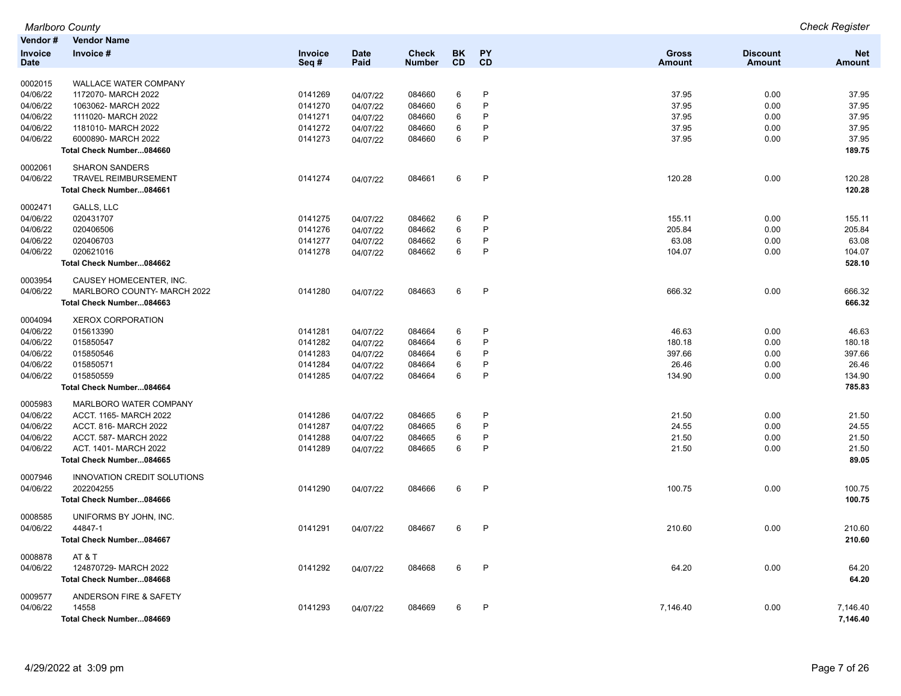| Vendor # | Vendor Name | | | | | | | | |
|---|---|---|---|---|---|---|---|---|---|
| Invoice Date | Invoice # | Invoice Seq # | Date Paid | Check Number | BK CD | PY CD | Gross Amount | Discount Amount | Net Amount |
| 0002015 | WALLACE WATER COMPANY | | | | | | | | |
| 04/06/22 | 1172070- MARCH 2022 | 0141269 | 04/07/22 | 084660 | 6 | P | 37.95 | 0.00 | 37.95 |
| 04/06/22 | 1063062- MARCH 2022 | 0141270 | 04/07/22 | 084660 | 6 | P | 37.95 | 0.00 | 37.95 |
| 04/06/22 | 1111020- MARCH 2022 | 0141271 | 04/07/22 | 084660 | 6 | P | 37.95 | 0.00 | 37.95 |
| 04/06/22 | 1181010- MARCH 2022 | 0141272 | 04/07/22 | 084660 | 6 | P | 37.95 | 0.00 | 37.95 |
| 04/06/22 | 6000890- MARCH 2022 | 0141273 | 04/07/22 | 084660 | 6 | P | 37.95 | 0.00 | 37.95 |
| | **Total Check Number...084660** | | | | | | | | **189.75** |
| 0002061 | SHARON SANDERS | | | | | | | | |
| 04/06/22 | TRAVEL REIMBURSEMENT | 0141274 | 04/07/22 | 084661 | 6 | P | 120.28 | 0.00 | 120.28 |
| | **Total Check Number...084661** | | | | | | | | **120.28** |
| 0002471 | GALLS, LLC | | | | | | | | |
| 04/06/22 | 020431707 | 0141275 | 04/07/22 | 084662 | 6 | P | 155.11 | 0.00 | 155.11 |
| 04/06/22 | 020406506 | 0141276 | 04/07/22 | 084662 | 6 | P | 205.84 | 0.00 | 205.84 |
| 04/06/22 | 020406703 | 0141277 | 04/07/22 | 084662 | 6 | P | 63.08 | 0.00 | 63.08 |
| 04/06/22 | 020621016 | 0141278 | 04/07/22 | 084662 | 6 | P | 104.07 | 0.00 | 104.07 |
| | **Total Check Number...084662** | | | | | | | | **528.10** |
| 0003954 | CAUSEY HOMECENTER, INC. | | | | | | | | |
| 04/06/22 | MARLBORO COUNTY- MARCH 2022 | 0141280 | 04/07/22 | 084663 | 6 | P | 666.32 | 0.00 | 666.32 |
| | **Total Check Number...084663** | | | | | | | | **666.32** |
| 0004094 | XEROX CORPORATION | | | | | | | | |
| 04/06/22 | 015613390 | 0141281 | 04/07/22 | 084664 | 6 | P | 46.63 | 0.00 | 46.63 |
| 04/06/22 | 015850547 | 0141282 | 04/07/22 | 084664 | 6 | P | 180.18 | 0.00 | 180.18 |
| 04/06/22 | 015850546 | 0141283 | 04/07/22 | 084664 | 6 | P | 397.66 | 0.00 | 397.66 |
| 04/06/22 | 015850571 | 0141284 | 04/07/22 | 084664 | 6 | P | 26.46 | 0.00 | 26.46 |
| 04/06/22 | 015850559 | 0141285 | 04/07/22 | 084664 | 6 | P | 134.90 | 0.00 | 134.90 |
| | **Total Check Number...084664** | | | | | | | | **785.83** |
| 0005983 | MARLBORO WATER COMPANY | | | | | | | | |
| 04/06/22 | ACCT. 1165- MARCH 2022 | 0141286 | 04/07/22 | 084665 | 6 | P | 21.50 | 0.00 | 21.50 |
| 04/06/22 | ACCT. 816- MARCH 2022 | 0141287 | 04/07/22 | 084665 | 6 | P | 24.55 | 0.00 | 24.55 |
| 04/06/22 | ACCT. 587- MARCH 2022 | 0141288 | 04/07/22 | 084665 | 6 | P | 21.50 | 0.00 | 21.50 |
| 04/06/22 | ACT. 1401- MARCH 2022 | 0141289 | 04/07/22 | 084665 | 6 | P | 21.50 | 0.00 | 21.50 |
| | **Total Check Number...084665** | | | | | | | | **89.05** |
| 0007946 | INNOVATION CREDIT SOLUTIONS | | | | | | | | |
| 04/06/22 | 202204255 | 0141290 | 04/07/22 | 084666 | 6 | P | 100.75 | 0.00 | 100.75 |
| | **Total Check Number...084666** | | | | | | | | **100.75** |
| 0008585 | UNIFORMS BY JOHN, INC. | | | | | | | | |
| 04/06/22 | 44847-1 | 0141291 | 04/07/22 | 084667 | 6 | P | 210.60 | 0.00 | 210.60 |
| | **Total Check Number...084667** | | | | | | | | **210.60** |
| 0008878 | AT & T | | | | | | | | |
| 04/06/22 | 124870729- MARCH 2022 | 0141292 | 04/07/22 | 084668 | 6 | P | 64.20 | 0.00 | 64.20 |
| | **Total Check Number...084668** | | | | | | | | **64.20** |
| 0009577 | ANDERSON FIRE & SAFETY | | | | | | | | |
| 04/06/22 | 14558 | 0141293 | 04/07/22 | 084669 | 6 | P | 7,146.40 | 0.00 | 7,146.40 |
| | **Total Check Number...084669** | | | | | | | | **7,146.40** |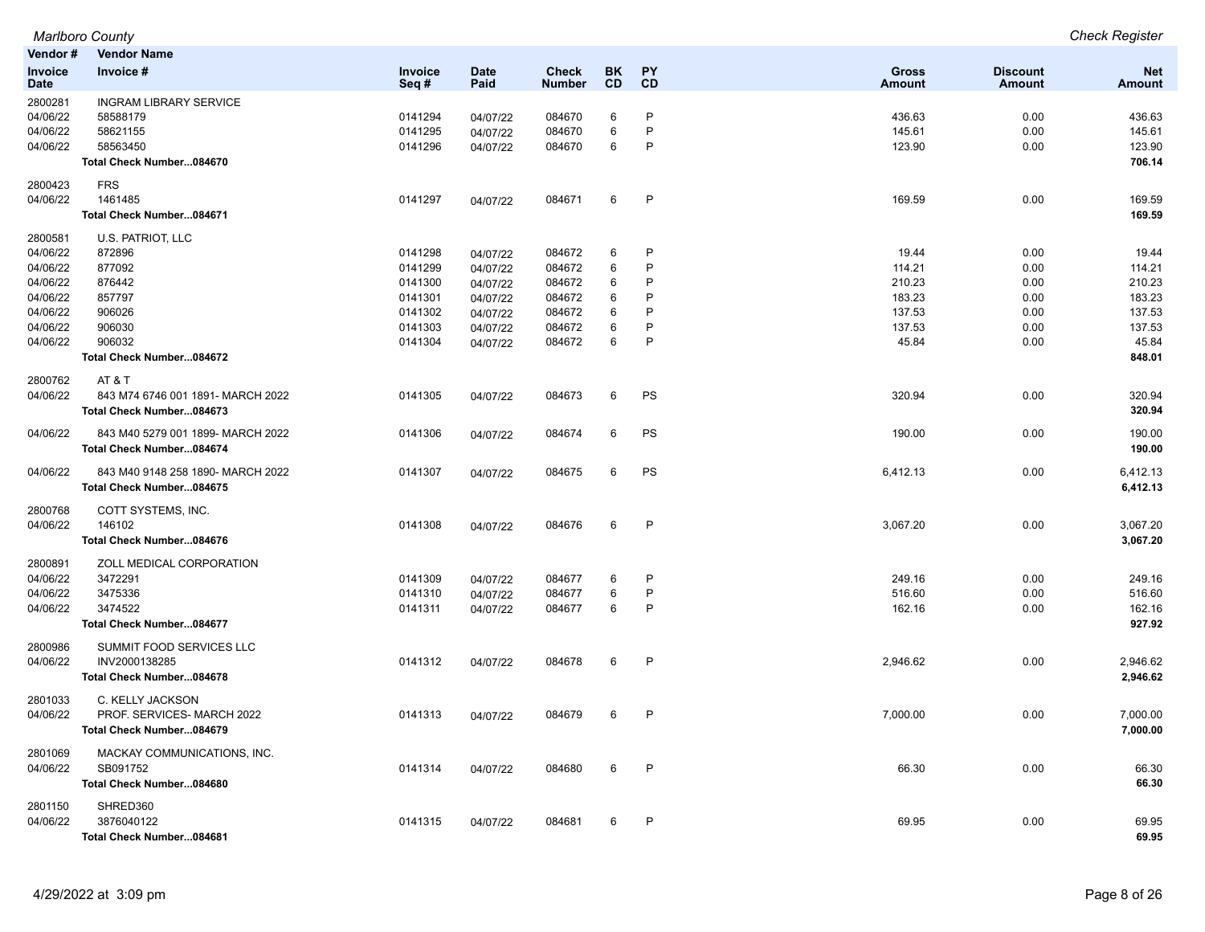| Vendor # / Invoice Date | Vendor Name / Invoice # | Invoice Seq # | Date Paid | Check Number | BK CD | PY CD | Gross Amount | Discount Amount | Net Amount |
|---|---|---|---|---|---|---|---|---|---|
| 2800281 | INGRAM LIBRARY SERVICE | | | | | | | | |
| 04/06/22 | 58588179 | 0141294 | 04/07/22 | 084670 | 6 | P | 436.63 | 0.00 | 436.63 |
| 04/06/22 | 58621155 | 0141295 | 04/07/22 | 084670 | 6 | P | 145.61 | 0.00 | 145.61 |
| 04/06/22 | 58563450 | 0141296 | 04/07/22 | 084670 | 6 | P | 123.90 | 0.00 | 123.90 |
| | **Total Check Number...084670** | | | | | | | | **706.14** |
| 2800423 | FRS | | | | | | | | |
| 04/06/22 | 1461485 | 0141297 | 04/07/22 | 084671 | 6 | P | 169.59 | 0.00 | 169.59 |
| | **Total Check Number...084671** | | | | | | | | **169.59** |
| 2800581 | U.S. PATRIOT, LLC | | | | | | | | |
| 04/06/22 | 872896 | 0141298 | 04/07/22 | 084672 | 6 | P | 19.44 | 0.00 | 19.44 |
| 04/06/22 | 877092 | 0141299 | 04/07/22 | 084672 | 6 | P | 114.21 | 0.00 | 114.21 |
| 04/06/22 | 876442 | 0141300 | 04/07/22 | 084672 | 6 | P | 210.23 | 0.00 | 210.23 |
| 04/06/22 | 857797 | 0141301 | 04/07/22 | 084672 | 6 | P | 183.23 | 0.00 | 183.23 |
| 04/06/22 | 906026 | 0141302 | 04/07/22 | 084672 | 6 | P | 137.53 | 0.00 | 137.53 |
| 04/06/22 | 906030 | 0141303 | 04/07/22 | 084672 | 6 | P | 137.53 | 0.00 | 137.53 |
| 04/06/22 | 906032 | 0141304 | 04/07/22 | 084672 | 6 | P | 45.84 | 0.00 | 45.84 |
| | **Total Check Number...084672** | | | | | | | | **848.01** |
| 2800762 | AT & T | | | | | | | | |
| 04/06/22 | 843 M74 6746 001 1891- MARCH 2022 | 0141305 | 04/07/22 | 084673 | 6 | PS | 320.94 | 0.00 | 320.94 |
| | **Total Check Number...084673** | | | | | | | | **320.94** |
| 04/06/22 | 843 M40 5279 001 1899- MARCH 2022 | 0141306 | 04/07/22 | 084674 | 6 | PS | 190.00 | 0.00 | 190.00 |
| | **Total Check Number...084674** | | | | | | | | **190.00** |
| 04/06/22 | 843 M40 9148 258 1890- MARCH 2022 | 0141307 | 04/07/22 | 084675 | 6 | PS | 6,412.13 | 0.00 | 6,412.13 |
| | **Total Check Number...084675** | | | | | | | | **6,412.13** |
| 2800768 | COTT SYSTEMS, INC. | | | | | | | | |
| 04/06/22 | 146102 | 0141308 | 04/07/22 | 084676 | 6 | P | 3,067.20 | 0.00 | 3,067.20 |
| | **Total Check Number...084676** | | | | | | | | **3,067.20** |
| 2800891 | ZOLL MEDICAL CORPORATION | | | | | | | | |
| 04/06/22 | 3472291 | 0141309 | 04/07/22 | 084677 | 6 | P | 249.16 | 0.00 | 249.16 |
| 04/06/22 | 3475336 | 0141310 | 04/07/22 | 084677 | 6 | P | 516.60 | 0.00 | 516.60 |
| 04/06/22 | 3474522 | 0141311 | 04/07/22 | 084677 | 6 | P | 162.16 | 0.00 | 162.16 |
| | **Total Check Number...084677** | | | | | | | | **927.92** |
| 2800986 | SUMMIT FOOD SERVICES LLC | | | | | | | | |
| 04/06/22 | INV2000138285 | 0141312 | 04/07/22 | 084678 | 6 | P | 2,946.62 | 0.00 | 2,946.62 |
| | **Total Check Number...084678** | | | | | | | | **2,946.62** |
| 2801033 | C. KELLY JACKSON | | | | | | | | |
| 04/06/22 | PROF. SERVICES- MARCH 2022 | 0141313 | 04/07/22 | 084679 | 6 | P | 7,000.00 | 0.00 | 7,000.00 |
| | **Total Check Number...084679** | | | | | | | | **7,000.00** |
| 2801069 | MACKAY COMMUNICATIONS, INC. | | | | | | | | |
| 04/06/22 | SB091752 | 0141314 | 04/07/22 | 084680 | 6 | P | 66.30 | 0.00 | 66.30 |
| | **Total Check Number...084680** | | | | | | | | **66.30** |
| 2801150 | SHRED360 | | | | | | | | |
| 04/06/22 | 3876040122 | 0141315 | 04/07/22 | 084681 | 6 | P | 69.95 | 0.00 | 69.95 |
| | **Total Check Number...084681** | | | | | | | | **69.95** |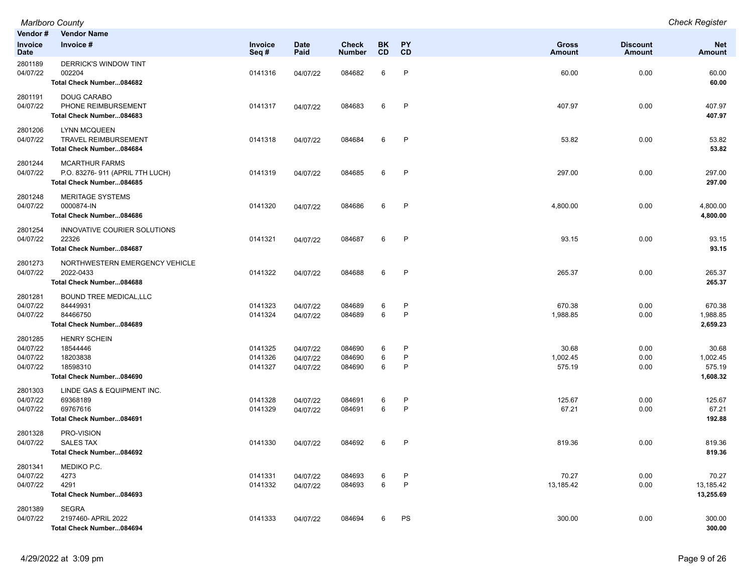| Vendor # / Invoice Date | Vendor Name / Invoice # | Invoice Seq # | Date Paid | Check Number | BK CD | PY CD | Gross Amount | Discount Amount | Net Amount |
|---|---|---|---|---|---|---|---|---|---|
| 2801189 | DERRICK'S WINDOW TINT | | | | | | | | |
| 04/07/22 | 002204 | 0141316 | 04/07/22 | 084682 | 6 | P | 60.00 | 0.00 | 60.00 |
| | **Total Check Number...084682** | | | | | | | | **60.00** |
| 2801191 | DOUG CARABO | | | | | | | | |
| 04/07/22 | PHONE REIMBURSEMENT | 0141317 | 04/07/22 | 084683 | 6 | P | 407.97 | 0.00 | 407.97 |
| | **Total Check Number...084683** | | | | | | | | **407.97** |
| 2801206 | LYNN MCQUEEN | | | | | | | | |
| 04/07/22 | TRAVEL REIMBURSEMENT | 0141318 | 04/07/22 | 084684 | 6 | P | 53.82 | 0.00 | 53.82 |
| | **Total Check Number...084684** | | | | | | | | **53.82** |
| 2801244 | MCARTHUR FARMS | | | | | | | | |
| 04/07/22 | P.O. 83276- 911 (APRIL 7TH LUCH) | 0141319 | 04/07/22 | 084685 | 6 | P | 297.00 | 0.00 | 297.00 |
| | **Total Check Number...084685** | | | | | | | | **297.00** |
| 2801248 | MERITAGE SYSTEMS | | | | | | | | |
| 04/07/22 | 0000874-IN | 0141320 | 04/07/22 | 084686 | 6 | P | 4,800.00 | 0.00 | 4,800.00 |
| | **Total Check Number...084686** | | | | | | | | **4,800.00** |
| 2801254 | INNOVATIVE COURIER SOLUTIONS | | | | | | | | |
| 04/07/22 | 22326 | 0141321 | 04/07/22 | 084687 | 6 | P | 93.15 | 0.00 | 93.15 |
| | **Total Check Number...084687** | | | | | | | | **93.15** |
| 2801273 | NORTHWESTERN EMERGENCY VEHICLE | | | | | | | | |
| 04/07/22 | 2022-0433 | 0141322 | 04/07/22 | 084688 | 6 | P | 265.37 | 0.00 | 265.37 |
| | **Total Check Number...084688** | | | | | | | | **265.37** |
| 2801281 | BOUND TREE MEDICAL,LLC | | | | | | | | |
| 04/07/22 | 84449931 | 0141323 | 04/07/22 | 084689 | 6 | P | 670.38 | 0.00 | 670.38 |
| 04/07/22 | 84466750 | 0141324 | 04/07/22 | 084689 | 6 | P | 1,988.85 | 0.00 | 1,988.85 |
| | **Total Check Number...084689** | | | | | | | | **2,659.23** |
| 2801285 | HENRY SCHEIN | | | | | | | | |
| 04/07/22 | 18544446 | 0141325 | 04/07/22 | 084690 | 6 | P | 30.68 | 0.00 | 30.68 |
| 04/07/22 | 18203838 | 0141326 | 04/07/22 | 084690 | 6 | P | 1,002.45 | 0.00 | 1,002.45 |
| 04/07/22 | 18598310 | 0141327 | 04/07/22 | 084690 | 6 | P | 575.19 | 0.00 | 575.19 |
| | **Total Check Number...084690** | | | | | | | | **1,608.32** |
| 2801303 | LINDE GAS & EQUIPMENT INC. | | | | | | | | |
| 04/07/22 | 69368189 | 0141328 | 04/07/22 | 084691 | 6 | P | 125.67 | 0.00 | 125.67 |
| 04/07/22 | 69767616 | 0141329 | 04/07/22 | 084691 | 6 | P | 67.21 | 0.00 | 67.21 |
| | **Total Check Number...084691** | | | | | | | | **192.88** |
| 2801328 | PRO-VISION | | | | | | | | |
| 04/07/22 | SALES TAX | 0141330 | 04/07/22 | 084692 | 6 | P | 819.36 | 0.00 | 819.36 |
| | **Total Check Number...084692** | | | | | | | | **819.36** |
| 2801341 | MEDIKO P.C. | | | | | | | | |
| 04/07/22 | 4273 | 0141331 | 04/07/22 | 084693 | 6 | P | 70.27 | 0.00 | 70.27 |
| 04/07/22 | 4291 | 0141332 | 04/07/22 | 084693 | 6 | P | 13,185.42 | 0.00 | 13,185.42 |
| | **Total Check Number...084693** | | | | | | | | **13,255.69** |
| 2801389 | SEGRA | | | | | | | | |
| 04/07/22 | 2197460- APRIL 2022 | 0141333 | 04/07/22 | 084694 | 6 | PS | 300.00 | 0.00 | 300.00 |
| | **Total Check Number...084694** | | | | | | | | **300.00** |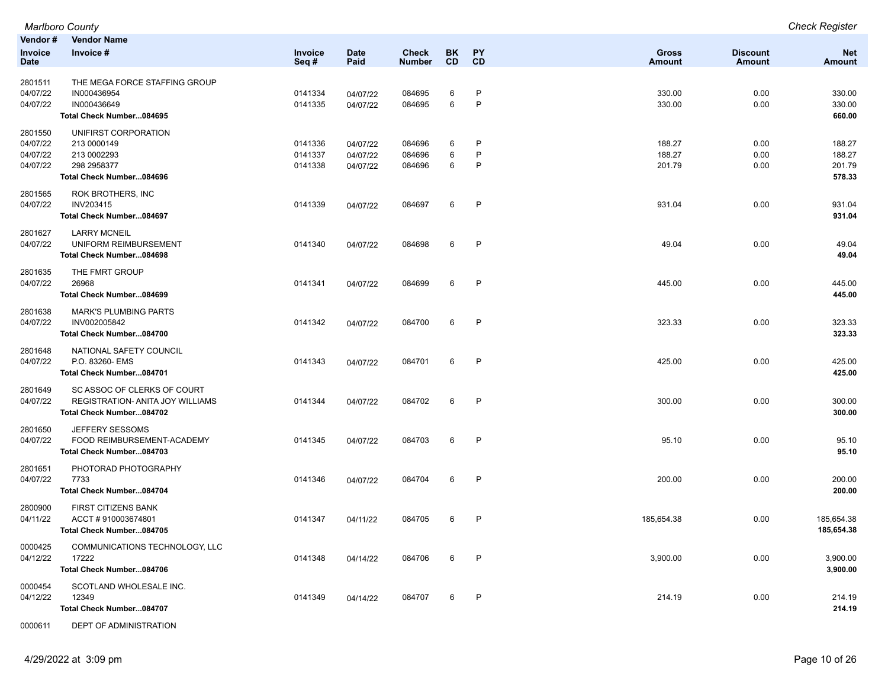| Vendor # | Vendor Name | | | | | | | | |
|---|---|---|---|---|---|---|---|---|---|
| Invoice Date | Invoice # | Invoice Seq # | Date Paid | Check Number | BK CD | PY CD | Gross Amount | Discount Amount | Net Amount |
| 2801511 | THE MEGA FORCE STAFFING GROUP | | | | | | | | |
| 04/07/22 | IN000436954 | 0141334 | 04/07/22 | 084695 | 6 | P | 330.00 | 0.00 | 330.00 |
| 04/07/22 | IN000436649 | 0141335 | 04/07/22 | 084695 | 6 | P | 330.00 | 0.00 | 330.00 |
| | **Total Check Number...084695** | | | | | | | | **660.00** |
| 2801550 | UNIFIRST CORPORATION | | | | | | | | |
| 04/07/22 | 213 0000149 | 0141336 | 04/07/22 | 084696 | 6 | P | 188.27 | 0.00 | 188.27 |
| 04/07/22 | 213 0002293 | 0141337 | 04/07/22 | 084696 | 6 | P | 188.27 | 0.00 | 188.27 |
| 04/07/22 | 298 2958377 | 0141338 | 04/07/22 | 084696 | 6 | P | 201.79 | 0.00 | 201.79 |
| | **Total Check Number...084696** | | | | | | | | **578.33** |
| 2801565 | ROK BROTHERS, INC | | | | | | | | |
| 04/07/22 | INV203415 | 0141339 | 04/07/22 | 084697 | 6 | P | 931.04 | 0.00 | 931.04 |
| | **Total Check Number...084697** | | | | | | | | **931.04** |
| 2801627 | LARRY MCNEIL | | | | | | | | |
| 04/07/22 | UNIFORM REIMBURSEMENT | 0141340 | 04/07/22 | 084698 | 6 | P | 49.04 | 0.00 | 49.04 |
| | **Total Check Number...084698** | | | | | | | | **49.04** |
| 2801635 | THE FMRT GROUP | | | | | | | | |
| 04/07/22 | 26968 | 0141341 | 04/07/22 | 084699 | 6 | P | 445.00 | 0.00 | 445.00 |
| | **Total Check Number...084699** | | | | | | | | **445.00** |
| 2801638 | MARK'S PLUMBING PARTS | | | | | | | | |
| 04/07/22 | INV002005842 | 0141342 | 04/07/22 | 084700 | 6 | P | 323.33 | 0.00 | 323.33 |
| | **Total Check Number...084700** | | | | | | | | **323.33** |
| 2801648 | NATIONAL SAFETY COUNCIL | | | | | | | | |
| 04/07/22 | P.O. 83260- EMS | 0141343 | 04/07/22 | 084701 | 6 | P | 425.00 | 0.00 | 425.00 |
| | **Total Check Number...084701** | | | | | | | | **425.00** |
| 2801649 | SC ASSOC OF CLERKS OF COURT | | | | | | | | |
| 04/07/22 | REGISTRATION- ANITA JOY WILLIAMS | 0141344 | 04/07/22 | 084702 | 6 | P | 300.00 | 0.00 | 300.00 |
| | **Total Check Number...084702** | | | | | | | | **300.00** |
| 2801650 | JEFFERY SESSOMS | | | | | | | | |
| 04/07/22 | FOOD REIMBURSEMENT-ACADEMY | 0141345 | 04/07/22 | 084703 | 6 | P | 95.10 | 0.00 | 95.10 |
| | **Total Check Number...084703** | | | | | | | | **95.10** |
| 2801651 | PHOTORAD PHOTOGRAPHY | | | | | | | | |
| 04/07/22 | 7733 | 0141346 | 04/07/22 | 084704 | 6 | P | 200.00 | 0.00 | 200.00 |
| | **Total Check Number...084704** | | | | | | | | **200.00** |
| 2800900 | FIRST CITIZENS BANK | | | | | | | | |
| 04/11/22 | ACCT # 910003674801 | 0141347 | 04/11/22 | 084705 | 6 | P | 185,654.38 | 0.00 | 185,654.38 |
| | **Total Check Number...084705** | | | | | | | | **185,654.38** |
| 0000425 | COMMUNICATIONS TECHNOLOGY, LLC | | | | | | | | |
| 04/12/22 | 17222 | 0141348 | 04/14/22 | 084706 | 6 | P | 3,900.00 | 0.00 | 3,900.00 |
| | **Total Check Number...084706** | | | | | | | | **3,900.00** |
| 0000454 | SCOTLAND WHOLESALE INC. | | | | | | | | |
| 04/12/22 | 12349 | 0141349 | 04/14/22 | 084707 | 6 | P | 214.19 | 0.00 | 214.19 |
| | **Total Check Number...084707** | | | | | | | | **214.19** |
| 0000611 | DEPT OF ADMINISTRATION | | | | | | | | |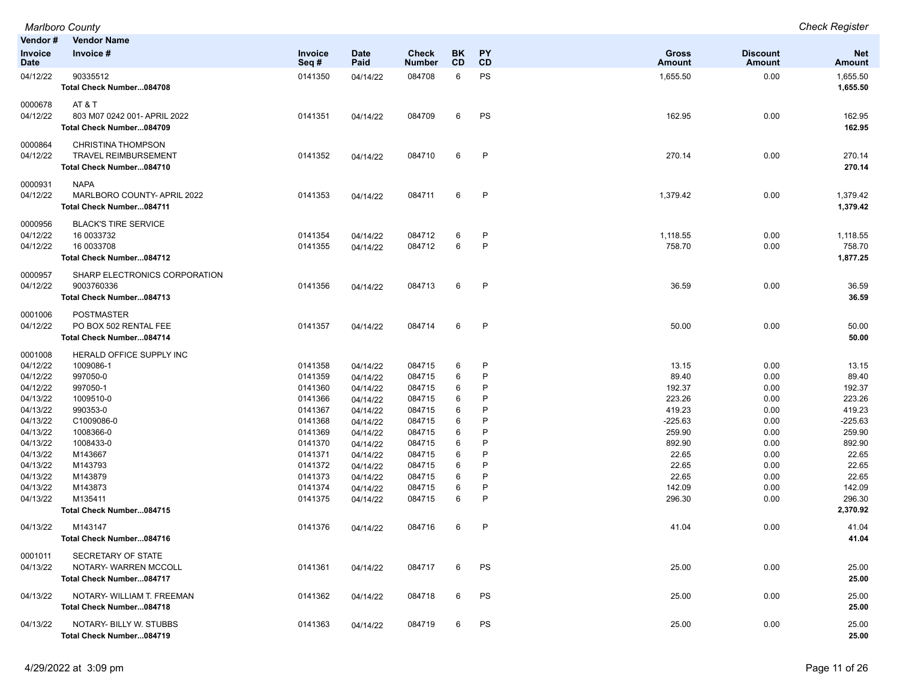| Vendor # Invoice Date | Vendor Name Invoice # | Invoice Seq # | Date Paid | Check Number | BK CD | PY CD | Gross Amount | Discount Amount | Net Amount |
|---|---|---|---|---|---|---|---|---|---|
| 04/12/22 | 90335512 | 0141350 | 04/14/22 | 084708 | 6 | PS | 1,655.50 | 0.00 | 1,655.50 |
| | **Total Check Number...084708** | | | | | | | | **1,655.50** |
| 0000678 | AT & T | | | | | | | | |
| 04/12/22 | 803 M07 0242 001- APRIL 2022 | 0141351 | 04/14/22 | 084709 | 6 | PS | 162.95 | 0.00 | 162.95 |
| | **Total Check Number...084709** | | | | | | | | **162.95** |
| 0000864 | CHRISTINA THOMPSON | | | | | | | | |
| 04/12/22 | TRAVEL REIMBURSEMENT | 0141352 | 04/14/22 | 084710 | 6 | P | 270.14 | 0.00 | 270.14 |
| | **Total Check Number...084710** | | | | | | | | **270.14** |
| 0000931 | NAPA | | | | | | | | |
| 04/12/22 | MARLBORO COUNTY- APRIL 2022 | 0141353 | 04/14/22 | 084711 | 6 | P | 1,379.42 | 0.00 | 1,379.42 |
| | **Total Check Number...084711** | | | | | | | | **1,379.42** |
| 0000956 | BLACK'S TIRE SERVICE | | | | | | | | |
| 04/12/22 | 16 0033732 | 0141354 | 04/14/22 | 084712 | 6 | P | 1,118.55 | 0.00 | 1,118.55 |
| 04/12/22 | 16 0033708 | 0141355 | 04/14/22 | 084712 | 6 | P | 758.70 | 0.00 | 758.70 |
| | **Total Check Number...084712** | | | | | | | | **1,877.25** |
| 0000957 | SHARP ELECTRONICS CORPORATION | | | | | | | | |
| 04/12/22 | 9003760336 | 0141356 | 04/14/22 | 084713 | 6 | P | 36.59 | 0.00 | 36.59 |
| | **Total Check Number...084713** | | | | | | | | **36.59** |
| 0001006 | POSTMASTER | | | | | | | | |
| 04/12/22 | PO BOX 502 RENTAL FEE | 0141357 | 04/14/22 | 084714 | 6 | P | 50.00 | 0.00 | 50.00 |
| | **Total Check Number...084714** | | | | | | | | **50.00** |
| 0001008 | HERALD OFFICE SUPPLY INC | | | | | | | | |
| 04/12/22 | 1009086-1 | 0141358 | 04/14/22 | 084715 | 6 | P | 13.15 | 0.00 | 13.15 |
| 04/12/22 | 997050-0 | 0141359 | 04/14/22 | 084715 | 6 | P | 89.40 | 0.00 | 89.40 |
| 04/12/22 | 997050-1 | 0141360 | 04/14/22 | 084715 | 6 | P | 192.37 | 0.00 | 192.37 |
| 04/13/22 | 1009510-0 | 0141366 | 04/14/22 | 084715 | 6 | P | 223.26 | 0.00 | 223.26 |
| 04/13/22 | 990353-0 | 0141367 | 04/14/22 | 084715 | 6 | P | 419.23 | 0.00 | 419.23 |
| 04/13/22 | C1009086-0 | 0141368 | 04/14/22 | 084715 | 6 | P | -225.63 | 0.00 | -225.63 |
| 04/13/22 | 1008366-0 | 0141369 | 04/14/22 | 084715 | 6 | P | 259.90 | 0.00 | 259.90 |
| 04/13/22 | 1008433-0 | 0141370 | 04/14/22 | 084715 | 6 | P | 892.90 | 0.00 | 892.90 |
| 04/13/22 | M143667 | 0141371 | 04/14/22 | 084715 | 6 | P | 22.65 | 0.00 | 22.65 |
| 04/13/22 | M143793 | 0141372 | 04/14/22 | 084715 | 6 | P | 22.65 | 0.00 | 22.65 |
| 04/13/22 | M143879 | 0141373 | 04/14/22 | 084715 | 6 | P | 22.65 | 0.00 | 22.65 |
| 04/13/22 | M143873 | 0141374 | 04/14/22 | 084715 | 6 | P | 142.09 | 0.00 | 142.09 |
| 04/13/22 | M135411 | 0141375 | 04/14/22 | 084715 | 6 | P | 296.30 | 0.00 | 296.30 |
| | **Total Check Number...084715** | | | | | | | | **2,370.92** |
| 04/13/22 | M143147 | 0141376 | 04/14/22 | 084716 | 6 | P | 41.04 | 0.00 | 41.04 |
| | **Total Check Number...084716** | | | | | | | | **41.04** |
| 0001011 | SECRETARY OF STATE | | | | | | | | |
| 04/13/22 | NOTARY- WARREN MCCOLL | 0141361 | 04/14/22 | 084717 | 6 | PS | 25.00 | 0.00 | 25.00 |
| | **Total Check Number...084717** | | | | | | | | **25.00** |
| 04/13/22 | NOTARY- WILLIAM T. FREEMAN | 0141362 | 04/14/22 | 084718 | 6 | PS | 25.00 | 0.00 | 25.00 |
| | **Total Check Number...084718** | | | | | | | | **25.00** |
| 04/13/22 | NOTARY- BILLY W. STUBBS | 0141363 | 04/14/22 | 084719 | 6 | PS | 25.00 | 0.00 | 25.00 |
| | **Total Check Number...084719** | | | | | | | | **25.00** |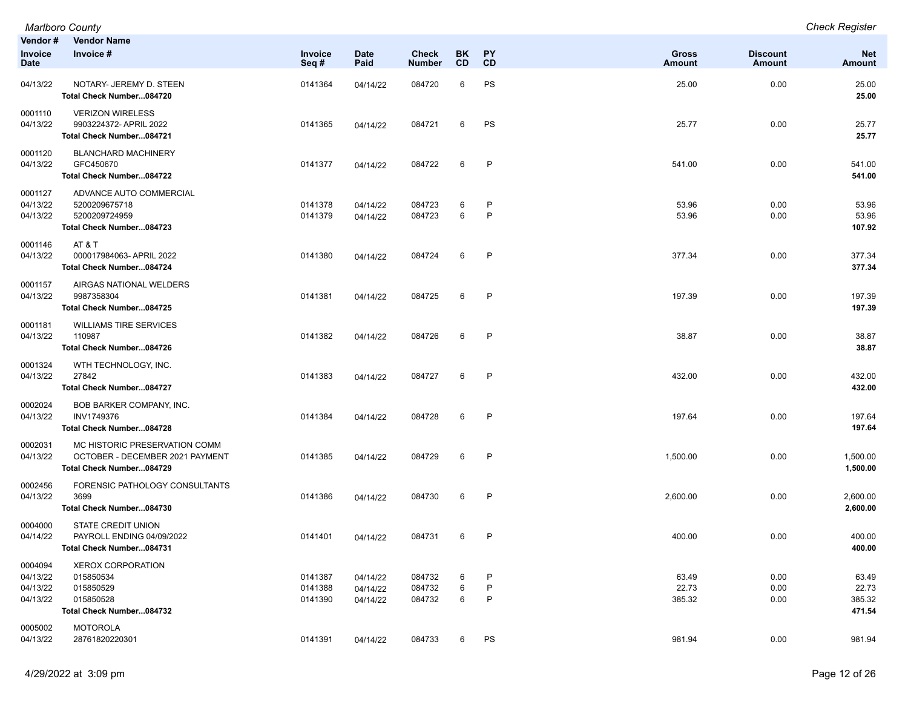| Vendor # / Invoice Date | Vendor Name / Invoice # | Invoice Seq # | Date Paid | Check Number | BK CD | PY CD | Gross Amount | Discount Amount | Net Amount |
|---|---|---|---|---|---|---|---|---|---|
| 04/13/22 | NOTARY- JEREMY D. STEEN | 0141364 | 04/14/22 | 084720 | 6 | PS | 25.00 | 0.00 | 25.00 |
| | **Total Check Number...084720** | | | | | | | | **25.00** |
| 0001110 | VERIZON WIRELESS | | | | | | | | |
| 04/13/22 | 9903224372- APRIL 2022 | 0141365 | 04/14/22 | 084721 | 6 | PS | 25.77 | 0.00 | 25.77 |
| | **Total Check Number...084721** | | | | | | | | **25.77** |
| 0001120 | BLANCHARD MACHINERY | | | | | | | | |
| 04/13/22 | GFC450670 | 0141377 | 04/14/22 | 084722 | 6 | P | 541.00 | 0.00 | 541.00 |
| | **Total Check Number...084722** | | | | | | | | **541.00** |
| 0001127 | ADVANCE AUTO COMMERCIAL | | | | | | | | |
| 04/13/22 | 5200209675718 | 0141378 | 04/14/22 | 084723 | 6 | P | 53.96 | 0.00 | 53.96 |
| 04/13/22 | 5200209724959 | 0141379 | 04/14/22 | 084723 | 6 | P | 53.96 | 0.00 | 53.96 |
| | **Total Check Number...084723** | | | | | | | | **107.92** |
| 0001146 | AT & T | | | | | | | | |
| 04/13/22 | 000017984063- APRIL 2022 | 0141380 | 04/14/22 | 084724 | 6 | P | 377.34 | 0.00 | 377.34 |
| | **Total Check Number...084724** | | | | | | | | **377.34** |
| 0001157 | AIRGAS NATIONAL WELDERS | | | | | | | | |
| 04/13/22 | 9987358304 | 0141381 | 04/14/22 | 084725 | 6 | P | 197.39 | 0.00 | 197.39 |
| | **Total Check Number...084725** | | | | | | | | **197.39** |
| 0001181 | WILLIAMS TIRE SERVICES | | | | | | | | |
| 04/13/22 | 110987 | 0141382 | 04/14/22 | 084726 | 6 | P | 38.87 | 0.00 | 38.87 |
| | **Total Check Number...084726** | | | | | | | | **38.87** |
| 0001324 | WTH TECHNOLOGY, INC. | | | | | | | | |
| 04/13/22 | 27842 | 0141383 | 04/14/22 | 084727 | 6 | P | 432.00 | 0.00 | 432.00 |
| | **Total Check Number...084727** | | | | | | | | **432.00** |
| 0002024 | BOB BARKER COMPANY, INC. | | | | | | | | |
| 04/13/22 | INV1749376 | 0141384 | 04/14/22 | 084728 | 6 | P | 197.64 | 0.00 | 197.64 |
| | **Total Check Number...084728** | | | | | | | | **197.64** |
| 0002031 | MC HISTORIC PRESERVATION COMM | | | | | | | | |
| 04/13/22 | OCTOBER - DECEMBER 2021 PAYMENT | 0141385 | 04/14/22 | 084729 | 6 | P | 1,500.00 | 0.00 | 1,500.00 |
| | **Total Check Number...084729** | | | | | | | | **1,500.00** |
| 0002456 | FORENSIC PATHOLOGY CONSULTANTS | | | | | | | | |
| 04/13/22 | 3699 | 0141386 | 04/14/22 | 084730 | 6 | P | 2,600.00 | 0.00 | 2,600.00 |
| | **Total Check Number...084730** | | | | | | | | **2,600.00** |
| 0004000 | STATE CREDIT UNION | | | | | | | | |
| 04/14/22 | PAYROLL ENDING 04/09/2022 | 0141401 | 04/14/22 | 084731 | 6 | P | 400.00 | 0.00 | 400.00 |
| | **Total Check Number...084731** | | | | | | | | **400.00** |
| 0004094 | XEROX CORPORATION | | | | | | | | |
| 04/13/22 | 015850534 | 0141387 | 04/14/22 | 084732 | 6 | P | 63.49 | 0.00 | 63.49 |
| 04/13/22 | 015850529 | 0141388 | 04/14/22 | 084732 | 6 | P | 22.73 | 0.00 | 22.73 |
| 04/13/22 | 015850528 | 0141390 | 04/14/22 | 084732 | 6 | P | 385.32 | 0.00 | 385.32 |
| | **Total Check Number...084732** | | | | | | | | **471.54** |
| 0005002 | MOTOROLA | | | | | | | | |
| 04/13/22 | 28761820220301 | 0141391 | 04/14/22 | 084733 | 6 | PS | 981.94 | 0.00 | 981.94 |

4/29/2022 at 3:09 pm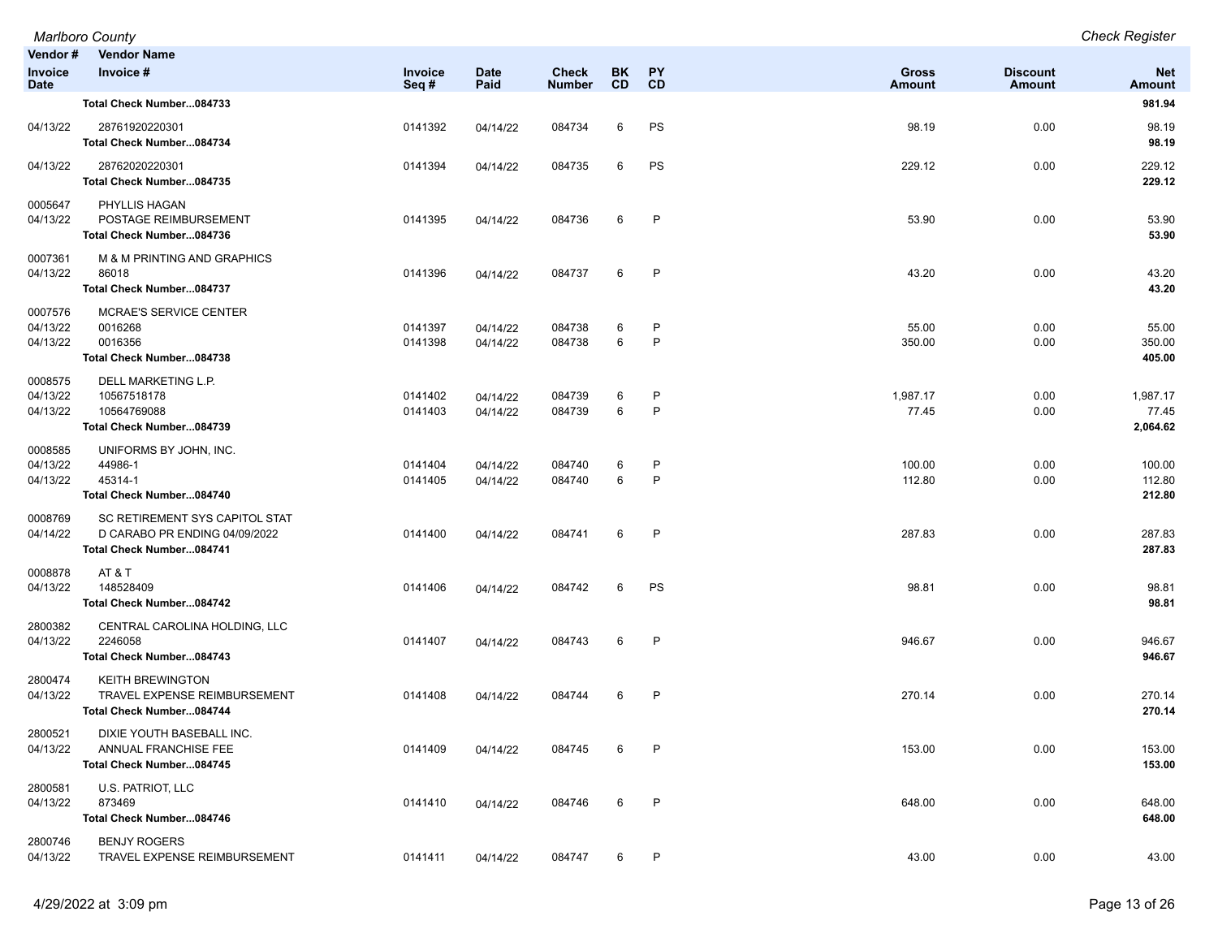| Vendor # / Invoice Date | Vendor Name / Invoice # | Invoice Seq # | Date Paid | Check Number | BK CD | PY CD | Gross Amount | Discount Amount | Net Amount |
|---|---|---|---|---|---|---|---|---|---|
| | **Total Check Number...084733** | | | | | | | | **981.94** |
| 04/13/22 | 28761920220301 | 0141392 | 04/14/22 | 084734 | 6 | PS | 98.19 | 0.00 | 98.19 |
| | **Total Check Number...084734** | | | | | | | | **98.19** |
| 04/13/22 | 28762020220301 | 0141394 | 04/14/22 | 084735 | 6 | PS | 229.12 | 0.00 | 229.12 |
| | **Total Check Number...084735** | | | | | | | | **229.12** |
| 0005647 | PHYLLIS HAGAN | | | | | | | | |
| 04/13/22 | POSTAGE REIMBURSEMENT | 0141395 | 04/14/22 | 084736 | 6 | P | 53.90 | 0.00 | 53.90 |
| | **Total Check Number...084736** | | | | | | | | **53.90** |
| 0007361 | M & M PRINTING AND GRAPHICS | | | | | | | | |
| 04/13/22 | 86018 | 0141396 | 04/14/22 | 084737 | 6 | P | 43.20 | 0.00 | 43.20 |
| | **Total Check Number...084737** | | | | | | | | **43.20** |
| 0007576 | MCRAE'S SERVICE CENTER | | | | | | | | |
| 04/13/22 | 0016268 | 0141397 | 04/14/22 | 084738 | 6 | P | 55.00 | 0.00 | 55.00 |
| 04/13/22 | 0016356 | 0141398 | 04/14/22 | 084738 | 6 | P | 350.00 | 0.00 | 350.00 |
| | **Total Check Number...084738** | | | | | | | | **405.00** |
| 0008575 | DELL MARKETING L.P. | | | | | | | | |
| 04/13/22 | 10567518178 | 0141402 | 04/14/22 | 084739 | 6 | P | 1,987.17 | 0.00 | 1,987.17 |
| 04/13/22 | 10564769088 | 0141403 | 04/14/22 | 084739 | 6 | P | 77.45 | 0.00 | 77.45 |
| | **Total Check Number...084739** | | | | | | | | **2,064.62** |
| 0008585 | UNIFORMS BY JOHN, INC. | | | | | | | | |
| 04/13/22 | 44986-1 | 0141404 | 04/14/22 | 084740 | 6 | P | 100.00 | 0.00 | 100.00 |
| 04/13/22 | 45314-1 | 0141405 | 04/14/22 | 084740 | 6 | P | 112.80 | 0.00 | 112.80 |
| | **Total Check Number...084740** | | | | | | | | **212.80** |
| 0008769 | SC RETIREMENT SYS CAPITOL STAT | | | | | | | | |
| 04/14/22 | D CARABO PR ENDING 04/09/2022 | 0141400 | 04/14/22 | 084741 | 6 | P | 287.83 | 0.00 | 287.83 |
| | **Total Check Number...084741** | | | | | | | | **287.83** |
| 0008878 | AT & T | | | | | | | | |
| 04/13/22 | 148528409 | 0141406 | 04/14/22 | 084742 | 6 | PS | 98.81 | 0.00 | 98.81 |
| | **Total Check Number...084742** | | | | | | | | **98.81** |
| 2800382 | CENTRAL CAROLINA HOLDING, LLC | | | | | | | | |
| 04/13/22 | 2246058 | 0141407 | 04/14/22 | 084743 | 6 | P | 946.67 | 0.00 | 946.67 |
| | **Total Check Number...084743** | | | | | | | | **946.67** |
| 2800474 | KEITH BREWINGTON | | | | | | | | |
| 04/13/22 | TRAVEL EXPENSE REIMBURSEMENT | 0141408 | 04/14/22 | 084744 | 6 | P | 270.14 | 0.00 | 270.14 |
| | **Total Check Number...084744** | | | | | | | | **270.14** |
| 2800521 | DIXIE YOUTH BASEBALL INC. | | | | | | | | |
| 04/13/22 | ANNUAL FRANCHISE FEE | 0141409 | 04/14/22 | 084745 | 6 | P | 153.00 | 0.00 | 153.00 |
| | **Total Check Number...084745** | | | | | | | | **153.00** |
| 2800581 | U.S. PATRIOT, LLC | | | | | | | | |
| 04/13/22 | 873469 | 0141410 | 04/14/22 | 084746 | 6 | P | 648.00 | 0.00 | 648.00 |
| | **Total Check Number...084746** | | | | | | | | **648.00** |
| 2800746 | BENJY ROGERS | | | | | | | | |
| 04/13/22 | TRAVEL EXPENSE REIMBURSEMENT | 0141411 | 04/14/22 | 084747 | 6 | P | 43.00 | 0.00 | 43.00 |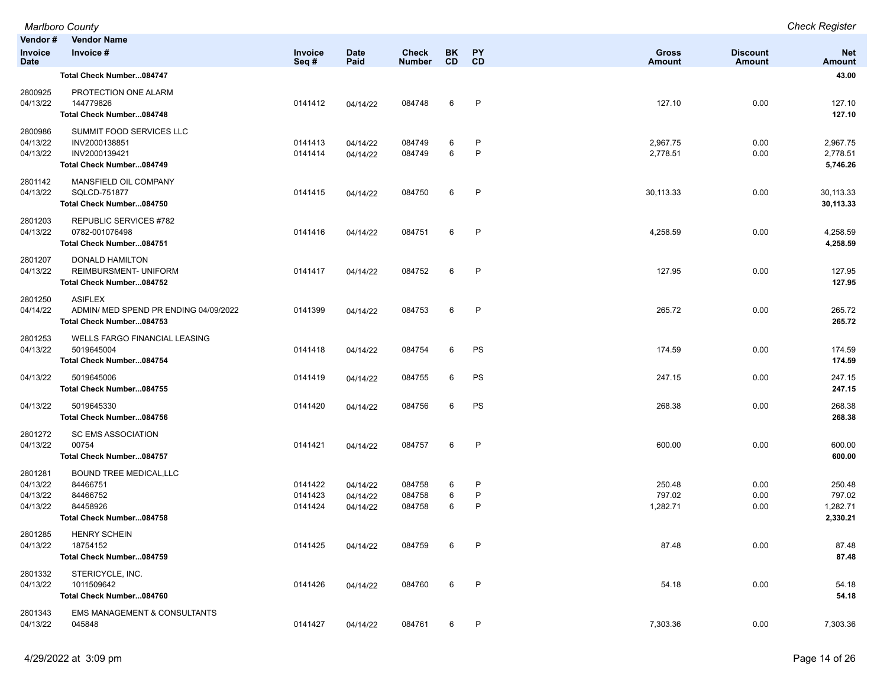| Vendor # | Vendor Name | | | | | | | | |
|---|---|---|---|---|---|---|---|---|---|
| Invoice Date | Invoice # | Invoice Seq # | Date Paid | Check Number | BK CD | PY CD | Gross Amount | Discount Amount | Net Amount |
| | **Total Check Number...084747** | | | | | | | | **43.00** |
| 2800925 | PROTECTION ONE ALARM | | | | | | | | |
| 04/13/22 | 144779826 | 0141412 | 04/14/22 | 084748 | 6 | P | 127.10 | 0.00 | 127.10 |
| | **Total Check Number...084748** | | | | | | | | **127.10** |
| 2800986 | SUMMIT FOOD SERVICES LLC | | | | | | | | |
| 04/13/22 | INV2000138851 | 0141413 | 04/14/22 | 084749 | 6 | P | 2,967.75 | 0.00 | 2,967.75 |
| 04/13/22 | INV2000139421 | 0141414 | 04/14/22 | 084749 | 6 | P | 2,778.51 | 0.00 | 2,778.51 |
| | **Total Check Number...084749** | | | | | | | | **5,746.26** |
| 2801142 | MANSFIELD OIL COMPANY | | | | | | | | |
| 04/13/22 | SQLCD-751877 | 0141415 | 04/14/22 | 084750 | 6 | P | 30,113.33 | 0.00 | 30,113.33 |
| | **Total Check Number...084750** | | | | | | | | **30,113.33** |
| 2801203 | REPUBLIC SERVICES #782 | | | | | | | | |
| 04/13/22 | 0782-001076498 | 0141416 | 04/14/22 | 084751 | 6 | P | 4,258.59 | 0.00 | 4,258.59 |
| | **Total Check Number...084751** | | | | | | | | **4,258.59** |
| 2801207 | DONALD HAMILTON | | | | | | | | |
| 04/13/22 | REIMBURSMENT- UNIFORM | 0141417 | 04/14/22 | 084752 | 6 | P | 127.95 | 0.00 | 127.95 |
| | **Total Check Number...084752** | | | | | | | | **127.95** |
| 2801250 | ASIFLEX | | | | | | | | |
| 04/14/22 | ADMIN/ MED SPEND PR ENDING 04/09/2022 | 0141399 | 04/14/22 | 084753 | 6 | P | 265.72 | 0.00 | 265.72 |
| | **Total Check Number...084753** | | | | | | | | **265.72** |
| 2801253 | WELLS FARGO FINANCIAL LEASING | | | | | | | | |
| 04/13/22 | 5019645004 | 0141418 | 04/14/22 | 084754 | 6 | PS | 174.59 | 0.00 | 174.59 |
| | **Total Check Number...084754** | | | | | | | | **174.59** |
| 04/13/22 | 5019645006 | 0141419 | 04/14/22 | 084755 | 6 | PS | 247.15 | 0.00 | 247.15 |
| | **Total Check Number...084755** | | | | | | | | **247.15** |
| 04/13/22 | 5019645330 | 0141420 | 04/14/22 | 084756 | 6 | PS | 268.38 | 0.00 | 268.38 |
| | **Total Check Number...084756** | | | | | | | | **268.38** |
| 2801272 | SC EMS ASSOCIATION | | | | | | | | |
| 04/13/22 | 00754 | 0141421 | 04/14/22 | 084757 | 6 | P | 600.00 | 0.00 | 600.00 |
| | **Total Check Number...084757** | | | | | | | | **600.00** |
| 2801281 | BOUND TREE MEDICAL,LLC | | | | | | | | |
| 04/13/22 | 84466751 | 0141422 | 04/14/22 | 084758 | 6 | P | 250.48 | 0.00 | 250.48 |
| 04/13/22 | 84466752 | 0141423 | 04/14/22 | 084758 | 6 | P | 797.02 | 0.00 | 797.02 |
| 04/13/22 | 84458926 | 0141424 | 04/14/22 | 084758 | 6 | P | 1,282.71 | 0.00 | 1,282.71 |
| | **Total Check Number...084758** | | | | | | | | **2,330.21** |
| 2801285 | HENRY SCHEIN | | | | | | | | |
| 04/13/22 | 18754152 | 0141425 | 04/14/22 | 084759 | 6 | P | 87.48 | 0.00 | 87.48 |
| | **Total Check Number...084759** | | | | | | | | **87.48** |
| 2801332 | STERICYCLE, INC. | | | | | | | | |
| 04/13/22 | 1011509642 | 0141426 | 04/14/22 | 084760 | 6 | P | 54.18 | 0.00 | 54.18 |
| | **Total Check Number...084760** | | | | | | | | **54.18** |
| 2801343 | EMS MANAGEMENT & CONSULTANTS | | | | | | | | |
| 04/13/22 | 045848 | 0141427 | 04/14/22 | 084761 | 6 | P | 7,303.36 | 0.00 | 7,303.36 |

4/29/2022 at 3:09 pm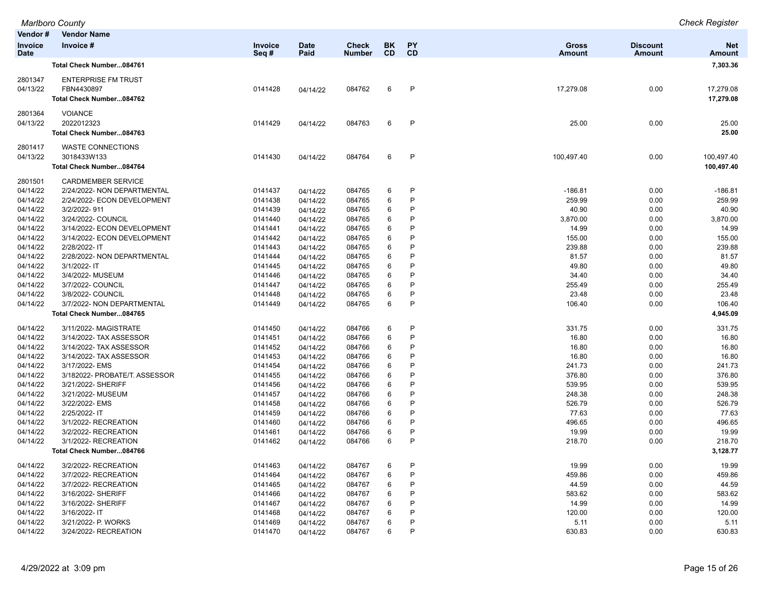| Vendor # | Vendor Name | | | | | | | | |
|---|---|---|---|---|---|---|---|---|---|
| Invoice Date | Invoice # | Invoice Seq # | Date Paid | Check Number | BK CD | PY CD | Gross Amount | Discount Amount | Net Amount |
| | **Total Check Number...084761** | | | | | | | | **7,303.36** |
| 2801347 | ENTERPRISE FM TRUST | | | | | | | | |
| 04/13/22 | FBN4430897 | 0141428 | 04/14/22 | 084762 | 6 | P | 17,279.08 | 0.00 | 17,279.08 |
| | **Total Check Number...084762** | | | | | | | | **17,279.08** |
| 2801364 | VOIANCE | | | | | | | | |
| 04/13/22 | 2022012323 | 0141429 | 04/14/22 | 084763 | 6 | P | 25.00 | 0.00 | 25.00 |
| | **Total Check Number...084763** | | | | | | | | **25.00** |
| 2801417 | WASTE CONNECTIONS | | | | | | | | |
| 04/13/22 | 3018433W133 | 0141430 | 04/14/22 | 084764 | 6 | P | 100,497.40 | 0.00 | 100,497.40 |
| | **Total Check Number...084764** | | | | | | | | **100,497.40** |
| 2801501 | CARDMEMBER SERVICE | | | | | | | | |
| 04/14/22 | 2/24/2022- NON DEPARTMENTAL | 0141437 | 04/14/22 | 084765 | 6 | P | -186.81 | 0.00 | -186.81 |
| 04/14/22 | 2/24/2022- ECON DEVELOPMENT | 0141438 | 04/14/22 | 084765 | 6 | P | 259.99 | 0.00 | 259.99 |
| 04/14/22 | 3/2/2022- 911 | 0141439 | 04/14/22 | 084765 | 6 | P | 40.90 | 0.00 | 40.90 |
| 04/14/22 | 3/24/2022- COUNCIL | 0141440 | 04/14/22 | 084765 | 6 | P | 3,870.00 | 0.00 | 3,870.00 |
| 04/14/22 | 3/14/2022- ECON DEVELOPMENT | 0141441 | 04/14/22 | 084765 | 6 | P | 14.99 | 0.00 | 14.99 |
| 04/14/22 | 3/14/2022- ECON DEVELOPMENT | 0141442 | 04/14/22 | 084765 | 6 | P | 155.00 | 0.00 | 155.00 |
| 04/14/22 | 2/28/2022- IT | 0141443 | 04/14/22 | 084765 | 6 | P | 239.88 | 0.00 | 239.88 |
| 04/14/22 | 2/28/2022- NON DEPARTMENTAL | 0141444 | 04/14/22 | 084765 | 6 | P | 81.57 | 0.00 | 81.57 |
| 04/14/22 | 3/1/2022- IT | 0141445 | 04/14/22 | 084765 | 6 | P | 49.80 | 0.00 | 49.80 |
| 04/14/22 | 3/4/2022- MUSEUM | 0141446 | 04/14/22 | 084765 | 6 | P | 34.40 | 0.00 | 34.40 |
| 04/14/22 | 3/7/2022- COUNCIL | 0141447 | 04/14/22 | 084765 | 6 | P | 255.49 | 0.00 | 255.49 |
| 04/14/22 | 3/8/2022- COUNCIL | 0141448 | 04/14/22 | 084765 | 6 | P | 23.48 | 0.00 | 23.48 |
| 04/14/22 | 3/7/2022- NON DEPARTMENTAL | 0141449 | 04/14/22 | 084765 | 6 | P | 106.40 | 0.00 | 106.40 |
| | **Total Check Number...084765** | | | | | | | | **4,945.09** |
| 04/14/22 | 3/11/2022- MAGISTRATE | 0141450 | 04/14/22 | 084766 | 6 | P | 331.75 | 0.00 | 331.75 |
| 04/14/22 | 3/14/2022- TAX ASSESSOR | 0141451 | 04/14/22 | 084766 | 6 | P | 16.80 | 0.00 | 16.80 |
| 04/14/22 | 3/14/2022- TAX ASSESSOR | 0141452 | 04/14/22 | 084766 | 6 | P | 16.80 | 0.00 | 16.80 |
| 04/14/22 | 3/14/2022- TAX ASSESSOR | 0141453 | 04/14/22 | 084766 | 6 | P | 16.80 | 0.00 | 16.80 |
| 04/14/22 | 3/17/2022- EMS | 0141454 | 04/14/22 | 084766 | 6 | P | 241.73 | 0.00 | 241.73 |
| 04/14/22 | 3/182022- PROBATE/T. ASSESSOR | 0141455 | 04/14/22 | 084766 | 6 | P | 376.80 | 0.00 | 376.80 |
| 04/14/22 | 3/21/2022- SHERIFF | 0141456 | 04/14/22 | 084766 | 6 | P | 539.95 | 0.00 | 539.95 |
| 04/14/22 | 3/21/2022- MUSEUM | 0141457 | 04/14/22 | 084766 | 6 | P | 248.38 | 0.00 | 248.38 |
| 04/14/22 | 3/22/2022- EMS | 0141458 | 04/14/22 | 084766 | 6 | P | 526.79 | 0.00 | 526.79 |
| 04/14/22 | 2/25/2022- IT | 0141459 | 04/14/22 | 084766 | 6 | P | 77.63 | 0.00 | 77.63 |
| 04/14/22 | 3/1/2022- RECREATION | 0141460 | 04/14/22 | 084766 | 6 | P | 496.65 | 0.00 | 496.65 |
| 04/14/22 | 3/2/2022- RECREATION | 0141461 | 04/14/22 | 084766 | 6 | P | 19.99 | 0.00 | 19.99 |
| 04/14/22 | 3/1/2022- RECREATION | 0141462 | 04/14/22 | 084766 | 6 | P | 218.70 | 0.00 | 218.70 |
| | **Total Check Number...084766** | | | | | | | | **3,128.77** |
| 04/14/22 | 3/2/2022- RECREATION | 0141463 | 04/14/22 | 084767 | 6 | P | 19.99 | 0.00 | 19.99 |
| 04/14/22 | 3/7/2022- RECREATION | 0141464 | 04/14/22 | 084767 | 6 | P | 459.86 | 0.00 | 459.86 |
| 04/14/22 | 3/7/2022- RECREATION | 0141465 | 04/14/22 | 084767 | 6 | P | 44.59 | 0.00 | 44.59 |
| 04/14/22 | 3/16/2022- SHERIFF | 0141466 | 04/14/22 | 084767 | 6 | P | 583.62 | 0.00 | 583.62 |
| 04/14/22 | 3/16/2022- SHERIFF | 0141467 | 04/14/22 | 084767 | 6 | P | 14.99 | 0.00 | 14.99 |
| 04/14/22 | 3/16/2022- IT | 0141468 | 04/14/22 | 084767 | 6 | P | 120.00 | 0.00 | 120.00 |
| 04/14/22 | 3/21/2022- P. WORKS | 0141469 | 04/14/22 | 084767 | 6 | P | 5.11 | 0.00 | 5.11 |
| 04/14/22 | 3/24/2022- RECREATION | 0141470 | 04/14/22 | 084767 | 6 | P | 630.83 | 0.00 | 630.83 |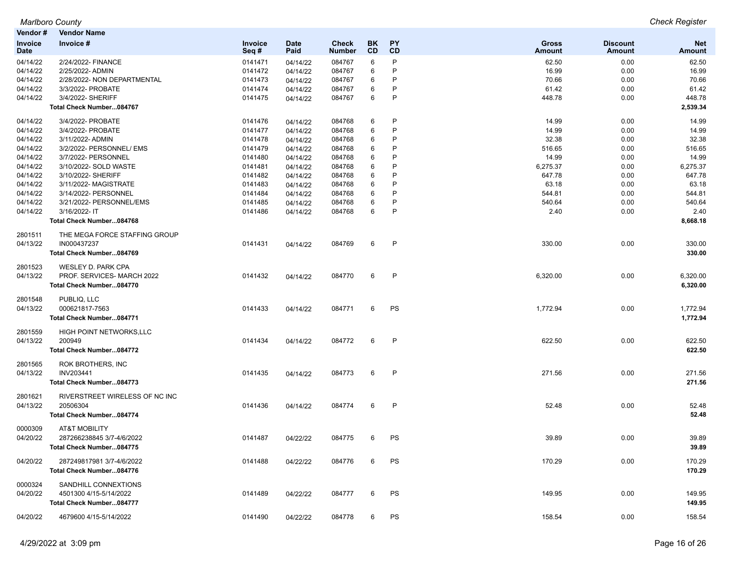| Vendor # | Vendor Name | | | | | | | | |
|---|---|---|---|---|---|---|---|---|---|
| Invoice Date | Invoice # | Invoice Seq # | Date Paid | Check Number | BK CD | PY CD | Gross Amount | Discount Amount | Net Amount |
| 04/14/22 | 2/24/2022- FINANCE | 0141471 | 04/14/22 | 084767 | 6 | P | 62.50 | 0.00 | 62.50 |
| 04/14/22 | 2/25/2022- ADMIN | 0141472 | 04/14/22 | 084767 | 6 | P | 16.99 | 0.00 | 16.99 |
| 04/14/22 | 2/28/2022- NON DEPARTMENTAL | 0141473 | 04/14/22 | 084767 | 6 | P | 70.66 | 0.00 | 70.66 |
| 04/14/22 | 3/3/2022- PROBATE | 0141474 | 04/14/22 | 084767 | 6 | P | 61.42 | 0.00 | 61.42 |
| 04/14/22 | 3/4/2022- SHERIFF | 0141475 | 04/14/22 | 084767 | 6 | P | 448.78 | 0.00 | 448.78 |
| | **Total Check Number...084767** | | | | | | | | **2,539.34** |
| 04/14/22 | 3/4/2022- PROBATE | 0141476 | 04/14/22 | 084768 | 6 | P | 14.99 | 0.00 | 14.99 |
| 04/14/22 | 3/4/2022- PROBATE | 0141477 | 04/14/22 | 084768 | 6 | P | 14.99 | 0.00 | 14.99 |
| 04/14/22 | 3/11/2022- ADMIN | 0141478 | 04/14/22 | 084768 | 6 | P | 32.38 | 0.00 | 32.38 |
| 04/14/22 | 3/2/2022- PERSONNEL/ EMS | 0141479 | 04/14/22 | 084768 | 6 | P | 516.65 | 0.00 | 516.65 |
| 04/14/22 | 3/7/2022- PERSONNEL | 0141480 | 04/14/22 | 084768 | 6 | P | 14.99 | 0.00 | 14.99 |
| 04/14/22 | 3/10/2022- SOLD WASTE | 0141481 | 04/14/22 | 084768 | 6 | P | 6,275.37 | 0.00 | 6,275.37 |
| 04/14/22 | 3/10/2022- SHERIFF | 0141482 | 04/14/22 | 084768 | 6 | P | 647.78 | 0.00 | 647.78 |
| 04/14/22 | 3/11/2022- MAGISTRATE | 0141483 | 04/14/22 | 084768 | 6 | P | 63.18 | 0.00 | 63.18 |
| 04/14/22 | 3/14/2022- PERSONNEL | 0141484 | 04/14/22 | 084768 | 6 | P | 544.81 | 0.00 | 544.81 |
| 04/14/22 | 3/21/2022- PERSONNEL/EMS | 0141485 | 04/14/22 | 084768 | 6 | P | 540.64 | 0.00 | 540.64 |
| 04/14/22 | 3/16/2022- IT | 0141486 | 04/14/22 | 084768 | 6 | P | 2.40 | 0.00 | 2.40 |
| | **Total Check Number...084768** | | | | | | | | **8,668.18** |
| 2801511 | THE MEGA FORCE STAFFING GROUP | | | | | | | | |
| 04/13/22 | IN000437237 | 0141431 | 04/14/22 | 084769 | 6 | P | 330.00 | 0.00 | 330.00 |
| | **Total Check Number...084769** | | | | | | | | **330.00** |
| 2801523 | WESLEY D. PARK CPA | | | | | | | | |
| 04/13/22 | PROF. SERVICES- MARCH 2022 | 0141432 | 04/14/22 | 084770 | 6 | P | 6,320.00 | 0.00 | 6,320.00 |
| | **Total Check Number...084770** | | | | | | | | **6,320.00** |
| 2801548 | PUBLIQ, LLC | | | | | | | | |
| 04/13/22 | 000621817-7563 | 0141433 | 04/14/22 | 084771 | 6 | PS | 1,772.94 | 0.00 | 1,772.94 |
| | **Total Check Number...084771** | | | | | | | | **1,772.94** |
| 2801559 | HIGH POINT NETWORKS,LLC | | | | | | | | |
| 04/13/22 | 200949 | 0141434 | 04/14/22 | 084772 | 6 | P | 622.50 | 0.00 | 622.50 |
| | **Total Check Number...084772** | | | | | | | | **622.50** |
| 2801565 | ROK BROTHERS, INC | | | | | | | | |
| 04/13/22 | INV203441 | 0141435 | 04/14/22 | 084773 | 6 | P | 271.56 | 0.00 | 271.56 |
| | **Total Check Number...084773** | | | | | | | | **271.56** |
| 2801621 | RIVERSTREET WIRELESS OF NC INC | | | | | | | | |
| 04/13/22 | 20506304 | 0141436 | 04/14/22 | 084774 | 6 | P | 52.48 | 0.00 | 52.48 |
| | **Total Check Number...084774** | | | | | | | | **52.48** |
| 0000309 | AT&T MOBILITY | | | | | | | | |
| 04/20/22 | 287266238845 3/7-4/6/2022 | 0141487 | 04/22/22 | 084775 | 6 | PS | 39.89 | 0.00 | 39.89 |
| | **Total Check Number...084775** | | | | | | | | **39.89** |
| 04/20/22 | 287249817981 3/7-4/6/2022 | 0141488 | 04/22/22 | 084776 | 6 | PS | 170.29 | 0.00 | 170.29 |
| | **Total Check Number...084776** | | | | | | | | **170.29** |
| 0000324 | SANDHILL CONNEXTIONS | | | | | | | | |
| 04/20/22 | 4501300 4/15-5/14/2022 | 0141489 | 04/22/22 | 084777 | 6 | PS | 149.95 | 0.00 | 149.95 |
| | **Total Check Number...084777** | | | | | | | | **149.95** |
| 04/20/22 | 4679600 4/15-5/14/2022 | 0141490 | 04/22/22 | 084778 | 6 | PS | 158.54 | 0.00 | 158.54 |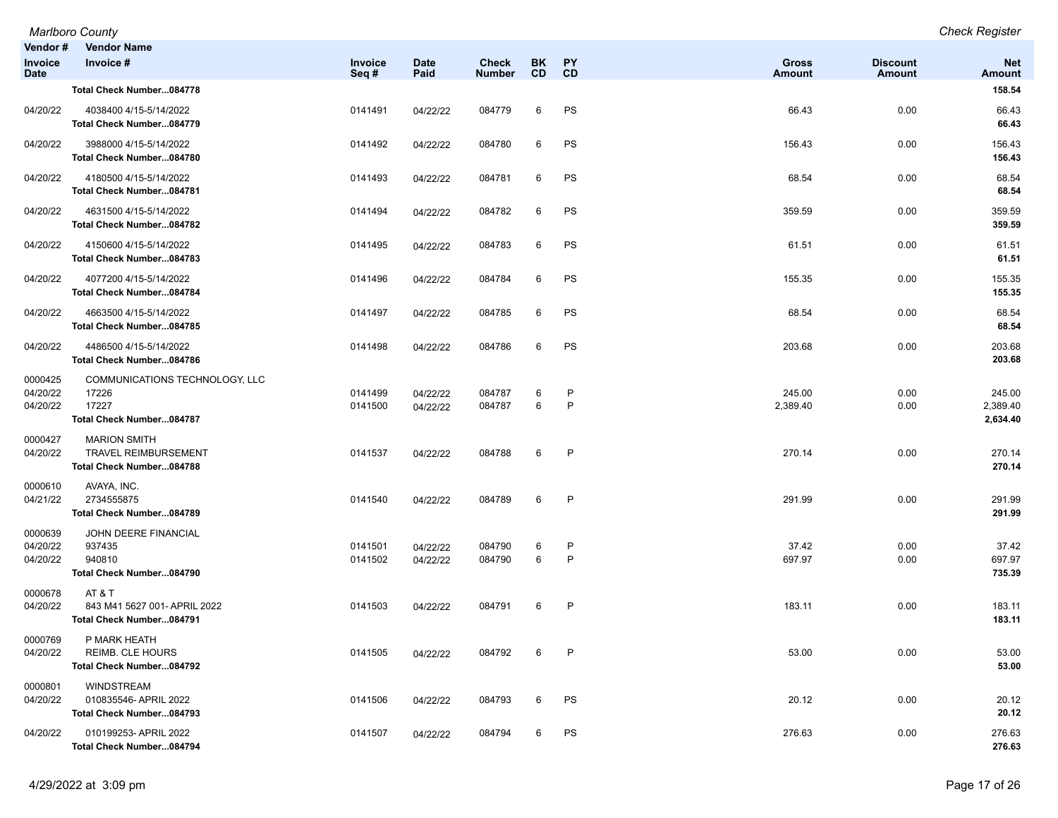| Vendor # / Invoice Date | Vendor Name / Invoice # | Invoice Seq # | Date Paid | Check Number | BK CD | PY CD | Gross Amount | Discount Amount | Net Amount |
|---|---|---|---|---|---|---|---|---|---|
| | **Total Check Number...084778** | | | | | | | | **158.54** |
| 04/20/22 | 4038400 4/15-5/14/2022 | 0141491 | 04/22/22 | 084779 | 6 | PS | 66.43 | 0.00 | 66.43 |
| | **Total Check Number...084779** | | | | | | | | **66.43** |
| 04/20/22 | 3988000 4/15-5/14/2022 | 0141492 | 04/22/22 | 084780 | 6 | PS | 156.43 | 0.00 | 156.43 |
| | **Total Check Number...084780** | | | | | | | | **156.43** |
| 04/20/22 | 4180500 4/15-5/14/2022 | 0141493 | 04/22/22 | 084781 | 6 | PS | 68.54 | 0.00 | 68.54 |
| | **Total Check Number...084781** | | | | | | | | **68.54** |
| 04/20/22 | 4631500 4/15-5/14/2022 | 0141494 | 04/22/22 | 084782 | 6 | PS | 359.59 | 0.00 | 359.59 |
| | **Total Check Number...084782** | | | | | | | | **359.59** |
| 04/20/22 | 4150600 4/15-5/14/2022 | 0141495 | 04/22/22 | 084783 | 6 | PS | 61.51 | 0.00 | 61.51 |
| | **Total Check Number...084783** | | | | | | | | **61.51** |
| 04/20/22 | 4077200 4/15-5/14/2022 | 0141496 | 04/22/22 | 084784 | 6 | PS | 155.35 | 0.00 | 155.35 |
| | **Total Check Number...084784** | | | | | | | | **155.35** |
| 04/20/22 | 4663500 4/15-5/14/2022 | 0141497 | 04/22/22 | 084785 | 6 | PS | 68.54 | 0.00 | 68.54 |
| | **Total Check Number...084785** | | | | | | | | **68.54** |
| 04/20/22 | 4486500 4/15-5/14/2022 | 0141498 | 04/22/22 | 084786 | 6 | PS | 203.68 | 0.00 | 203.68 |
| | **Total Check Number...084786** | | | | | | | | **203.68** |
| 0000425 | COMMUNICATIONS TECHNOLOGY, LLC | | | | | | | | |
| 04/20/22 | 17226 | 0141499 | 04/22/22 | 084787 | 6 | P | 245.00 | 0.00 | 245.00 |
| 04/20/22 | 17227 | 0141500 | 04/22/22 | 084787 | 6 | P | 2,389.40 | 0.00 | 2,389.40 |
| | **Total Check Number...084787** | | | | | | | | **2,634.40** |
| 0000427 | MARION SMITH | | | | | | | | |
| 04/20/22 | TRAVEL REIMBURSEMENT | 0141537 | 04/22/22 | 084788 | 6 | P | 270.14 | 0.00 | 270.14 |
| | **Total Check Number...084788** | | | | | | | | **270.14** |
| 0000610 | AVAYA, INC. | | | | | | | | |
| 04/21/22 | 2734555875 | 0141540 | 04/22/22 | 084789 | 6 | P | 291.99 | 0.00 | 291.99 |
| | **Total Check Number...084789** | | | | | | | | **291.99** |
| 0000639 | JOHN DEERE FINANCIAL | | | | | | | | |
| 04/20/22 | 937435 | 0141501 | 04/22/22 | 084790 | 6 | P | 37.42 | 0.00 | 37.42 |
| 04/20/22 | 940810 | 0141502 | 04/22/22 | 084790 | 6 | P | 697.97 | 0.00 | 697.97 |
| | **Total Check Number...084790** | | | | | | | | **735.39** |
| 0000678 | AT & T | | | | | | | | |
| 04/20/22 | 843 M41 5627 001- APRIL 2022 | 0141503 | 04/22/22 | 084791 | 6 | P | 183.11 | 0.00 | 183.11 |
| | **Total Check Number...084791** | | | | | | | | **183.11** |
| 0000769 | P MARK HEATH | | | | | | | | |
| 04/20/22 | REIMB. CLE HOURS | 0141505 | 04/22/22 | 084792 | 6 | P | 53.00 | 0.00 | 53.00 |
| | **Total Check Number...084792** | | | | | | | | **53.00** |
| 0000801 | WINDSTREAM | | | | | | | | |
| 04/20/22 | 010835546- APRIL 2022 | 0141506 | 04/22/22 | 084793 | 6 | PS | 20.12 | 0.00 | 20.12 |
| | **Total Check Number...084793** | | | | | | | | **20.12** |
| 04/20/22 | 010199253- APRIL 2022 | 0141507 | 04/22/22 | 084794 | 6 | PS | 276.63 | 0.00 | 276.63 |
| | **Total Check Number...084794** | | | | | | | | **276.63** |

4/29/2022 at 3:09 pm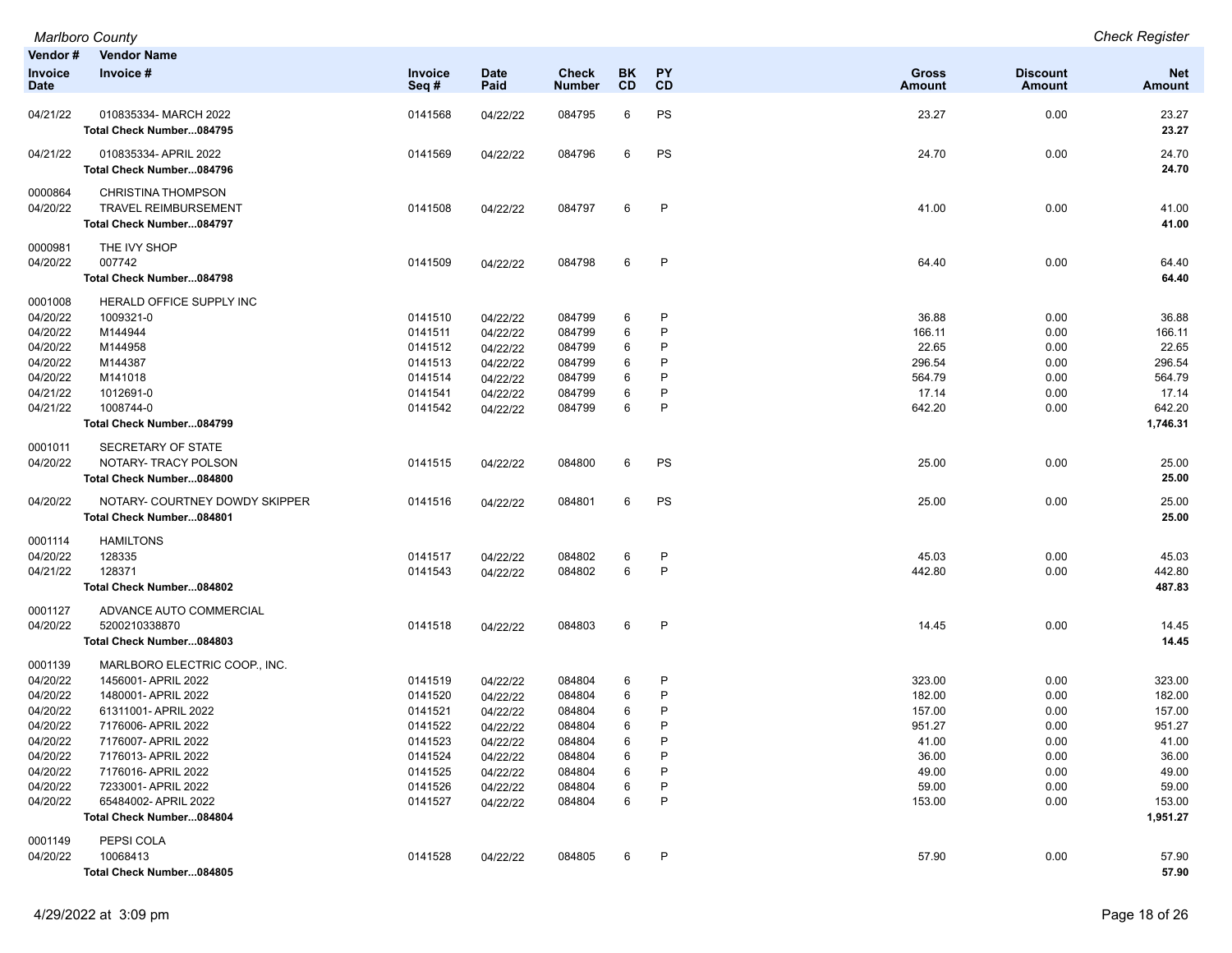| Vendor # | Vendor Name | | | | | | | | |
|---|---|---|---|---|---|---|---|---|---|
| Invoice Date | Invoice # | Invoice Seq # | Date Paid | Check Number | BK CD | PY CD | Gross Amount | Discount Amount | Net Amount |
| 04/21/22 | 010835334- MARCH 2022 | 0141568 | 04/22/22 | 084795 | 6 | PS | 23.27 | 0.00 | 23.27 |
| | **Total Check Number...084795** | | | | | | | | **23.27** |
| 04/21/22 | 010835334- APRIL 2022 | 0141569 | 04/22/22 | 084796 | 6 | PS | 24.70 | 0.00 | 24.70 |
| | **Total Check Number...084796** | | | | | | | | **24.70** |
| 0000864 | CHRISTINA THOMPSON | | | | | | | | |
| 04/20/22 | TRAVEL REIMBURSEMENT | 0141508 | 04/22/22 | 084797 | 6 | P | 41.00 | 0.00 | 41.00 |
| | **Total Check Number...084797** | | | | | | | | **41.00** |
| 0000981 | THE IVY SHOP | | | | | | | | |
| 04/20/22 | 007742 | 0141509 | 04/22/22 | 084798 | 6 | P | 64.40 | 0.00 | 64.40 |
| | **Total Check Number...084798** | | | | | | | | **64.40** |
| 0001008 | HERALD OFFICE SUPPLY INC | | | | | | | | |
| 04/20/22 | 1009321-0 | 0141510 | 04/22/22 | 084799 | 6 | P | 36.88 | 0.00 | 36.88 |
| 04/20/22 | M144944 | 0141511 | 04/22/22 | 084799 | 6 | P | 166.11 | 0.00 | 166.11 |
| 04/20/22 | M144958 | 0141512 | 04/22/22 | 084799 | 6 | P | 22.65 | 0.00 | 22.65 |
| 04/20/22 | M144387 | 0141513 | 04/22/22 | 084799 | 6 | P | 296.54 | 0.00 | 296.54 |
| 04/20/22 | M141018 | 0141514 | 04/22/22 | 084799 | 6 | P | 564.79 | 0.00 | 564.79 |
| 04/21/22 | 1012691-0 | 0141541 | 04/22/22 | 084799 | 6 | P | 17.14 | 0.00 | 17.14 |
| 04/21/22 | 1008744-0 | 0141542 | 04/22/22 | 084799 | 6 | P | 642.20 | 0.00 | 642.20 |
| | **Total Check Number...084799** | | | | | | | | **1,746.31** |
| 0001011 | SECRETARY OF STATE | | | | | | | | |
| 04/20/22 | NOTARY- TRACY POLSON | 0141515 | 04/22/22 | 084800 | 6 | PS | 25.00 | 0.00 | 25.00 |
| | **Total Check Number...084800** | | | | | | | | **25.00** |
| 04/20/22 | NOTARY- COURTNEY DOWDY SKIPPER | 0141516 | 04/22/22 | 084801 | 6 | PS | 25.00 | 0.00 | 25.00 |
| | **Total Check Number...084801** | | | | | | | | **25.00** |
| 0001114 | HAMILTONS | | | | | | | | |
| 04/20/22 | 128335 | 0141517 | 04/22/22 | 084802 | 6 | P | 45.03 | 0.00 | 45.03 |
| 04/21/22 | 128371 | 0141543 | 04/22/22 | 084802 | 6 | P | 442.80 | 0.00 | 442.80 |
| | **Total Check Number...084802** | | | | | | | | **487.83** |
| 0001127 | ADVANCE AUTO COMMERCIAL | | | | | | | | |
| 04/20/22 | 5200210338870 | 0141518 | 04/22/22 | 084803 | 6 | P | 14.45 | 0.00 | 14.45 |
| | **Total Check Number...084803** | | | | | | | | **14.45** |
| 0001139 | MARLBORO ELECTRIC COOP., INC. | | | | | | | | |
| 04/20/22 | 1456001- APRIL 2022 | 0141519 | 04/22/22 | 084804 | 6 | P | 323.00 | 0.00 | 323.00 |
| 04/20/22 | 1480001- APRIL 2022 | 0141520 | 04/22/22 | 084804 | 6 | P | 182.00 | 0.00 | 182.00 |
| 04/20/22 | 61311001- APRIL 2022 | 0141521 | 04/22/22 | 084804 | 6 | P | 157.00 | 0.00 | 157.00 |
| 04/20/22 | 7176006- APRIL 2022 | 0141522 | 04/22/22 | 084804 | 6 | P | 951.27 | 0.00 | 951.27 |
| 04/20/22 | 7176007- APRIL 2022 | 0141523 | 04/22/22 | 084804 | 6 | P | 41.00 | 0.00 | 41.00 |
| 04/20/22 | 7176013- APRIL 2022 | 0141524 | 04/22/22 | 084804 | 6 | P | 36.00 | 0.00 | 36.00 |
| 04/20/22 | 7176016- APRIL 2022 | 0141525 | 04/22/22 | 084804 | 6 | P | 49.00 | 0.00 | 49.00 |
| 04/20/22 | 7233001- APRIL 2022 | 0141526 | 04/22/22 | 084804 | 6 | P | 59.00 | 0.00 | 59.00 |
| 04/20/22 | 65484002- APRIL 2022 | 0141527 | 04/22/22 | 084804 | 6 | P | 153.00 | 0.00 | 153.00 |
| | **Total Check Number...084804** | | | | | | | | **1,951.27** |
| 0001149 | PEPSI COLA | | | | | | | | |
| 04/20/22 | 10068413 | 0141528 | 04/22/22 | 084805 | 6 | P | 57.90 | 0.00 | 57.90 |
| | **Total Check Number...084805** | | | | | | | | **57.90** |

4/29/2022 at 3:09 pm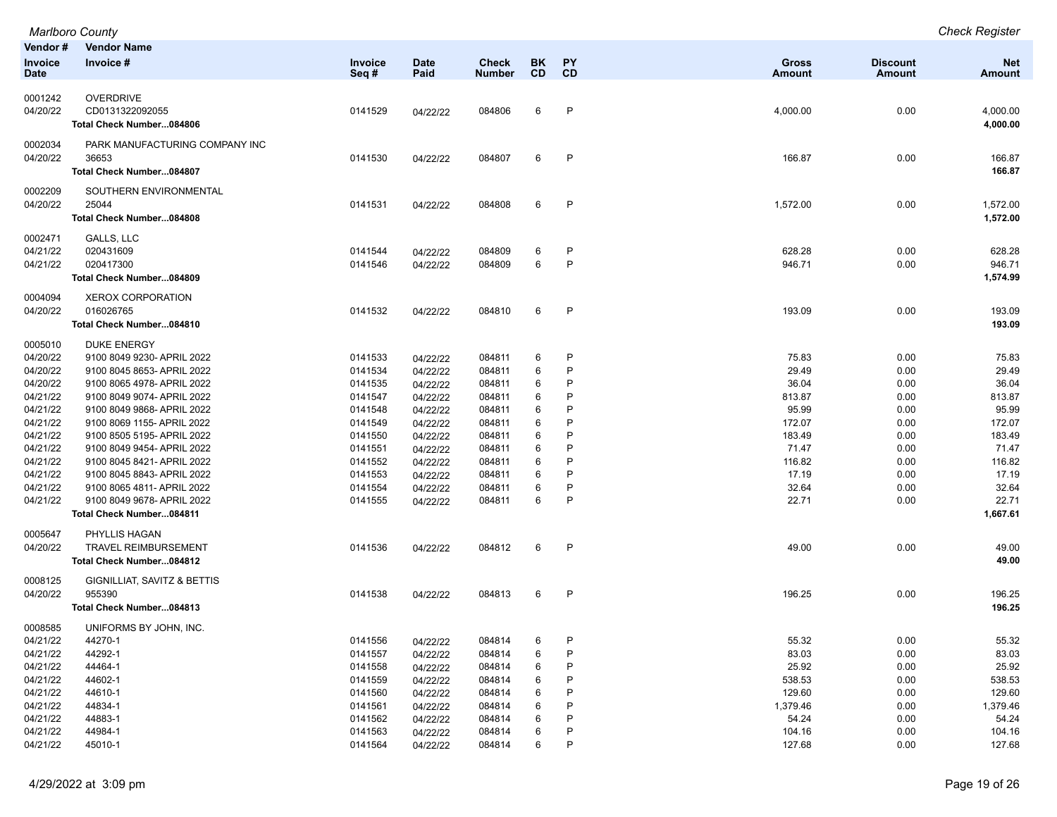| Vendor # | Vendor Name | | | | | | | | |
|---|---|---|---|---|---|---|---|---|---|
| Invoice Date | Invoice # | Invoice Seq # | Date Paid | Check Number | BK CD | PY CD | Gross Amount | Discount Amount | Net Amount |
| 0001242 | OVERDRIVE | | | | | | | | |
| 04/20/22 | CD0131322092055 | 0141529 | 04/22/22 | 084806 | 6 | P | 4,000.00 | 0.00 | 4,000.00 |
| | **Total Check Number...084806** | | | | | | | | **4,000.00** |
| 0002034 | PARK MANUFACTURING COMPANY INC | | | | | | | | |
| 04/20/22 | 36653 | 0141530 | 04/22/22 | 084807 | 6 | P | 166.87 | 0.00 | 166.87 |
| | **Total Check Number...084807** | | | | | | | | **166.87** |
| 0002209 | SOUTHERN ENVIRONMENTAL | | | | | | | | |
| 04/20/22 | 25044 | 0141531 | 04/22/22 | 084808 | 6 | P | 1,572.00 | 0.00 | 1,572.00 |
| | **Total Check Number...084808** | | | | | | | | **1,572.00** |
| 0002471 | GALLS, LLC | | | | | | | | |
| 04/21/22 | 020431609 | 0141544 | 04/22/22 | 084809 | 6 | P | 628.28 | 0.00 | 628.28 |
| 04/21/22 | 020417300 | 0141546 | 04/22/22 | 084809 | 6 | P | 946.71 | 0.00 | 946.71 |
| | **Total Check Number...084809** | | | | | | | | **1,574.99** |
| 0004094 | XEROX CORPORATION | | | | | | | | |
| 04/20/22 | 016026765 | 0141532 | 04/22/22 | 084810 | 6 | P | 193.09 | 0.00 | 193.09 |
| | **Total Check Number...084810** | | | | | | | | **193.09** |
| 0005010 | DUKE ENERGY | | | | | | | | |
| 04/20/22 | 9100 8049 9230- APRIL 2022 | 0141533 | 04/22/22 | 084811 | 6 | P | 75.83 | 0.00 | 75.83 |
| 04/20/22 | 9100 8045 8653- APRIL 2022 | 0141534 | 04/22/22 | 084811 | 6 | P | 29.49 | 0.00 | 29.49 |
| 04/20/22 | 9100 8065 4978- APRIL 2022 | 0141535 | 04/22/22 | 084811 | 6 | P | 36.04 | 0.00 | 36.04 |
| 04/21/22 | 9100 8049 9074- APRIL 2022 | 0141547 | 04/22/22 | 084811 | 6 | P | 813.87 | 0.00 | 813.87 |
| 04/21/22 | 9100 8049 9868- APRIL 2022 | 0141548 | 04/22/22 | 084811 | 6 | P | 95.99 | 0.00 | 95.99 |
| 04/21/22 | 9100 8069 1155- APRIL 2022 | 0141549 | 04/22/22 | 084811 | 6 | P | 172.07 | 0.00 | 172.07 |
| 04/21/22 | 9100 8505 5195- APRIL 2022 | 0141550 | 04/22/22 | 084811 | 6 | P | 183.49 | 0.00 | 183.49 |
| 04/21/22 | 9100 8049 9454- APRIL 2022 | 0141551 | 04/22/22 | 084811 | 6 | P | 71.47 | 0.00 | 71.47 |
| 04/21/22 | 9100 8045 8421- APRIL 2022 | 0141552 | 04/22/22 | 084811 | 6 | P | 116.82 | 0.00 | 116.82 |
| 04/21/22 | 9100 8045 8843- APRIL 2022 | 0141553 | 04/22/22 | 084811 | 6 | P | 17.19 | 0.00 | 17.19 |
| 04/21/22 | 9100 8065 4811- APRIL 2022 | 0141554 | 04/22/22 | 084811 | 6 | P | 32.64 | 0.00 | 32.64 |
| 04/21/22 | 9100 8049 9678- APRIL 2022 | 0141555 | 04/22/22 | 084811 | 6 | P | 22.71 | 0.00 | 22.71 |
| | **Total Check Number...084811** | | | | | | | | **1,667.61** |
| 0005647 | PHYLLIS HAGAN | | | | | | | | |
| 04/20/22 | TRAVEL REIMBURSEMENT | 0141536 | 04/22/22 | 084812 | 6 | P | 49.00 | 0.00 | 49.00 |
| | **Total Check Number...084812** | | | | | | | | **49.00** |
| 0008125 | GIGNILLIAT, SAVITZ & BETTIS | | | | | | | | |
| 04/20/22 | 955390 | 0141538 | 04/22/22 | 084813 | 6 | P | 196.25 | 0.00 | 196.25 |
| | **Total Check Number...084813** | | | | | | | | **196.25** |
| 0008585 | UNIFORMS BY JOHN, INC. | | | | | | | | |
| 04/21/22 | 44270-1 | 0141556 | 04/22/22 | 084814 | 6 | P | 55.32 | 0.00 | 55.32 |
| 04/21/22 | 44292-1 | 0141557 | 04/22/22 | 084814 | 6 | P | 83.03 | 0.00 | 83.03 |
| 04/21/22 | 44464-1 | 0141558 | 04/22/22 | 084814 | 6 | P | 25.92 | 0.00 | 25.92 |
| 04/21/22 | 44602-1 | 0141559 | 04/22/22 | 084814 | 6 | P | 538.53 | 0.00 | 538.53 |
| 04/21/22 | 44610-1 | 0141560 | 04/22/22 | 084814 | 6 | P | 129.60 | 0.00 | 129.60 |
| 04/21/22 | 44834-1 | 0141561 | 04/22/22 | 084814 | 6 | P | 1,379.46 | 0.00 | 1,379.46 |
| 04/21/22 | 44883-1 | 0141562 | 04/22/22 | 084814 | 6 | P | 54.24 | 0.00 | 54.24 |
| 04/21/22 | 44984-1 | 0141563 | 04/22/22 | 084814 | 6 | P | 104.16 | 0.00 | 104.16 |
| 04/21/22 | 45010-1 | 0141564 | 04/22/22 | 084814 | 6 | P | 127.68 | 0.00 | 127.68 |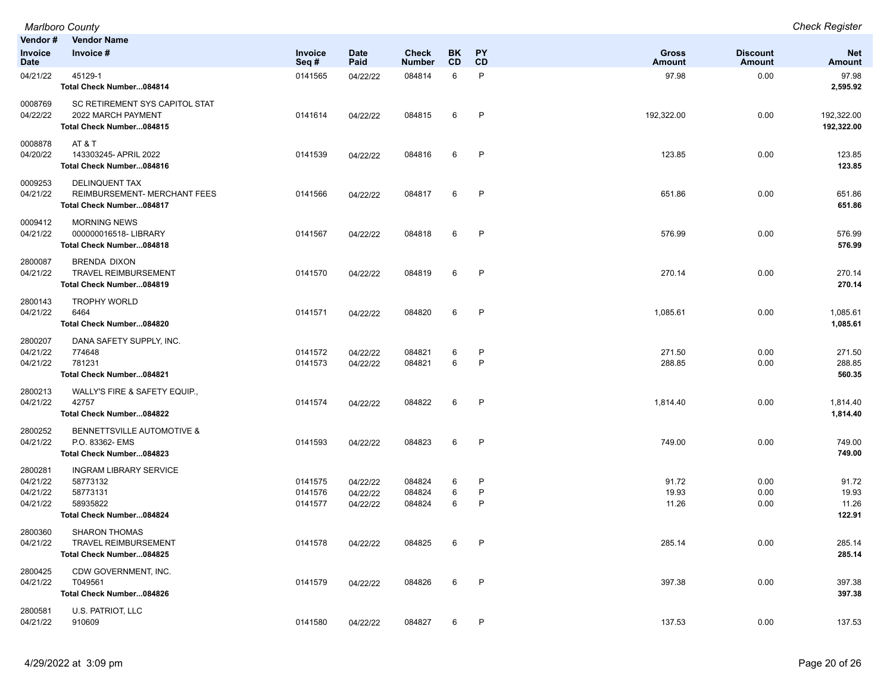| Vendor # / Invoice Date | Vendor Name / Invoice # | Invoice Seq # | Date Paid | Check Number | BK CD | PY CD | Gross Amount | Discount Amount | Net Amount |
|---|---|---|---|---|---|---|---|---|---|
| 04/21/22 | 45129-1 | 0141565 | 04/22/22 | 084814 | 6 | P | 97.98 | 0.00 | 97.98 |
| | **Total Check Number...084814** | | | | | | | | **2,595.92** |
| 0008769 | SC RETIREMENT SYS CAPITOL STAT | | | | | | | | |
| 04/22/22 | 2022 MARCH PAYMENT | 0141614 | 04/22/22 | 084815 | 6 | P | 192,322.00 | 0.00 | 192,322.00 |
| | **Total Check Number...084815** | | | | | | | | **192,322.00** |
| 0008878 | AT & T | | | | | | | | |
| 04/20/22 | 143303245- APRIL 2022 | 0141539 | 04/22/22 | 084816 | 6 | P | 123.85 | 0.00 | 123.85 |
| | **Total Check Number...084816** | | | | | | | | **123.85** |
| 0009253 | DELINQUENT TAX | | | | | | | | |
| 04/21/22 | REIMBURSEMENT- MERCHANT FEES | 0141566 | 04/22/22 | 084817 | 6 | P | 651.86 | 0.00 | 651.86 |
| | **Total Check Number...084817** | | | | | | | | **651.86** |
| 0009412 | MORNING NEWS | | | | | | | | |
| 04/21/22 | 000000016518- LIBRARY | 0141567 | 04/22/22 | 084818 | 6 | P | 576.99 | 0.00 | 576.99 |
| | **Total Check Number...084818** | | | | | | | | **576.99** |
| 2800087 | BRENDA DIXON | | | | | | | | |
| 04/21/22 | TRAVEL REIMBURSEMENT | 0141570 | 04/22/22 | 084819 | 6 | P | 270.14 | 0.00 | 270.14 |
| | **Total Check Number...084819** | | | | | | | | **270.14** |
| 2800143 | TROPHY WORLD | | | | | | | | |
| 04/21/22 | 6464 | 0141571 | 04/22/22 | 084820 | 6 | P | 1,085.61 | 0.00 | 1,085.61 |
| | **Total Check Number...084820** | | | | | | | | **1,085.61** |
| 2800207 | DANA SAFETY SUPPLY, INC. | | | | | | | | |
| 04/21/22 | 774648 | 0141572 | 04/22/22 | 084821 | 6 | P | 271.50 | 0.00 | 271.50 |
| 04/21/22 | 781231 | 0141573 | 04/22/22 | 084821 | 6 | P | 288.85 | 0.00 | 288.85 |
| | **Total Check Number...084821** | | | | | | | | **560.35** |
| 2800213 | WALLY'S FIRE & SAFETY EQUIP., | | | | | | | | |
| 04/21/22 | 42757 | 0141574 | 04/22/22 | 084822 | 6 | P | 1,814.40 | 0.00 | 1,814.40 |
| | **Total Check Number...084822** | | | | | | | | **1,814.40** |
| 2800252 | BENNETTSVILLE AUTOMOTIVE & | | | | | | | | |
| 04/21/22 | P.O. 83362- EMS | 0141593 | 04/22/22 | 084823 | 6 | P | 749.00 | 0.00 | 749.00 |
| | **Total Check Number...084823** | | | | | | | | **749.00** |
| 2800281 | INGRAM LIBRARY SERVICE | | | | | | | | |
| 04/21/22 | 58773132 | 0141575 | 04/22/22 | 084824 | 6 | P | 91.72 | 0.00 | 91.72 |
| 04/21/22 | 58773131 | 0141576 | 04/22/22 | 084824 | 6 | P | 19.93 | 0.00 | 19.93 |
| 04/21/22 | 58935822 | 0141577 | 04/22/22 | 084824 | 6 | P | 11.26 | 0.00 | 11.26 |
| | **Total Check Number...084824** | | | | | | | | **122.91** |
| 2800360 | SHARON THOMAS | | | | | | | | |
| 04/21/22 | TRAVEL REIMBURSEMENT | 0141578 | 04/22/22 | 084825 | 6 | P | 285.14 | 0.00 | 285.14 |
| | **Total Check Number...084825** | | | | | | | | **285.14** |
| 2800425 | CDW GOVERNMENT, INC. | | | | | | | | |
| 04/21/22 | T049561 | 0141579 | 04/22/22 | 084826 | 6 | P | 397.38 | 0.00 | 397.38 |
| | **Total Check Number...084826** | | | | | | | | **397.38** |
| 2800581 | U.S. PATRIOT, LLC | | | | | | | | |
| 04/21/22 | 910609 | 0141580 | 04/22/22 | 084827 | 6 | P | 137.53 | 0.00 | 137.53 |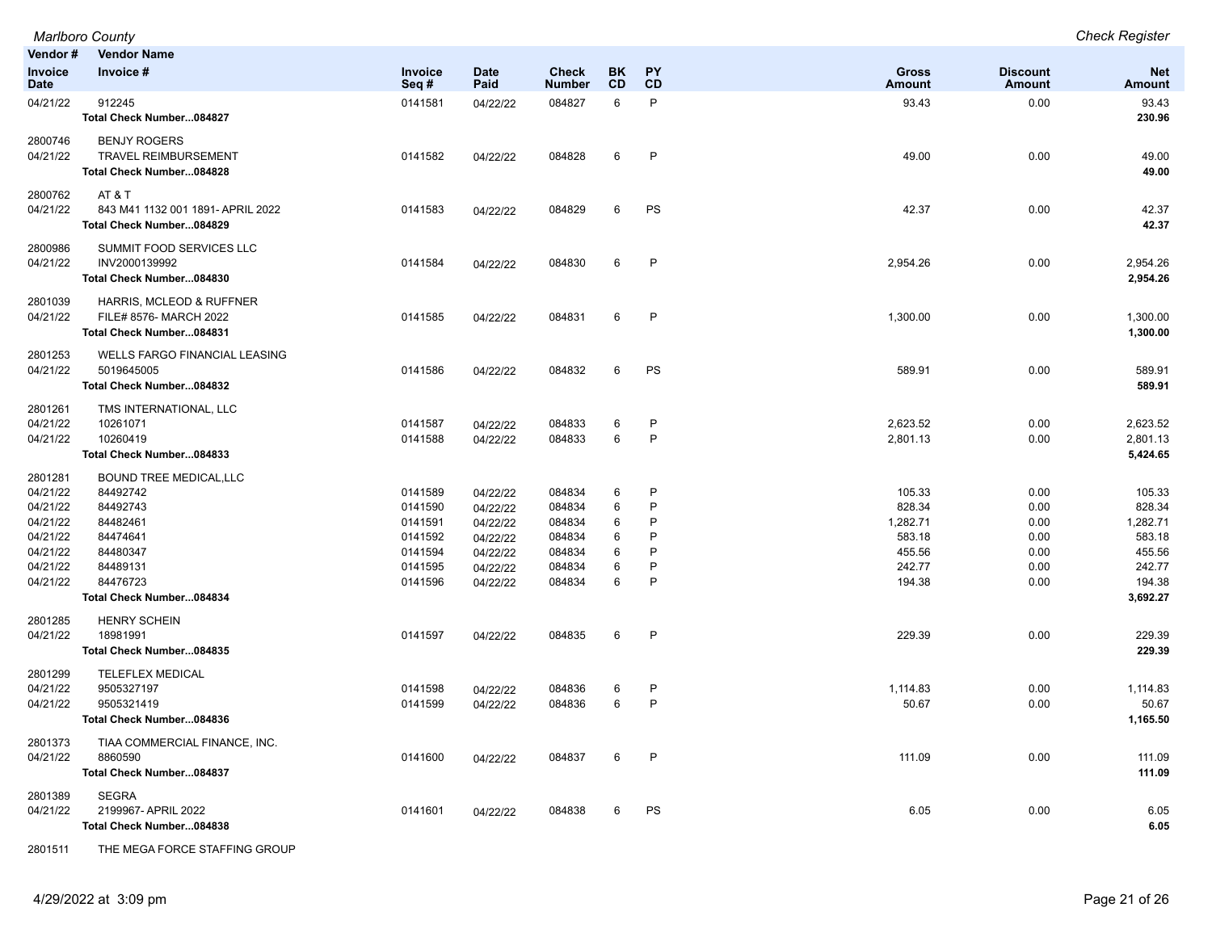| Vendor # / Invoice Date | Vendor Name / Invoice # | Invoice Seq # | Date Paid | Check Number | BK CD | PY CD | Gross Amount | Discount Amount | Net Amount |
|---|---|---|---|---|---|---|---|---|---|
| 04/21/22 | 912245 | 0141581 | 04/22/22 | 084827 | 6 | P | 93.43 | 0.00 | 93.43 |
| | **Total Check Number...084827** | | | | | | | | **230.96** |
| 2800746 | BENJY ROGERS | | | | | | | | |
| 04/21/22 | TRAVEL REIMBURSEMENT | 0141582 | 04/22/22 | 084828 | 6 | P | 49.00 | 0.00 | 49.00 |
| | **Total Check Number...084828** | | | | | | | | **49.00** |
| 2800762 | AT & T | | | | | | | | |
| 04/21/22 | 843 M41 1132 001 1891- APRIL 2022 | 0141583 | 04/22/22 | 084829 | 6 | PS | 42.37 | 0.00 | 42.37 |
| | **Total Check Number...084829** | | | | | | | | **42.37** |
| 2800986 | SUMMIT FOOD SERVICES LLC | | | | | | | | |
| 04/21/22 | INV2000139992 | 0141584 | 04/22/22 | 084830 | 6 | P | 2,954.26 | 0.00 | 2,954.26 |
| | **Total Check Number...084830** | | | | | | | | **2,954.26** |
| 2801039 | HARRIS, MCLEOD & RUFFNER | | | | | | | | |
| 04/21/22 | FILE# 8576- MARCH 2022 | 0141585 | 04/22/22 | 084831 | 6 | P | 1,300.00 | 0.00 | 1,300.00 |
| | **Total Check Number...084831** | | | | | | | | **1,300.00** |
| 2801253 | WELLS FARGO FINANCIAL LEASING | | | | | | | | |
| 04/21/22 | 5019645005 | 0141586 | 04/22/22 | 084832 | 6 | PS | 589.91 | 0.00 | 589.91 |
| | **Total Check Number...084832** | | | | | | | | **589.91** |
| 2801261 | TMS INTERNATIONAL, LLC | | | | | | | | |
| 04/21/22 | 10261071 | 0141587 | 04/22/22 | 084833 | 6 | P | 2,623.52 | 0.00 | 2,623.52 |
| 04/21/22 | 10260419 | 0141588 | 04/22/22 | 084833 | 6 | P | 2,801.13 | 0.00 | 2,801.13 |
| | **Total Check Number...084833** | | | | | | | | **5,424.65** |
| 2801281 | BOUND TREE MEDICAL,LLC | | | | | | | | |
| 04/21/22 | 84492742 | 0141589 | 04/22/22 | 084834 | 6 | P | 105.33 | 0.00 | 105.33 |
| 04/21/22 | 84492743 | 0141590 | 04/22/22 | 084834 | 6 | P | 828.34 | 0.00 | 828.34 |
| 04/21/22 | 84482461 | 0141591 | 04/22/22 | 084834 | 6 | P | 1,282.71 | 0.00 | 1,282.71 |
| 04/21/22 | 84474641 | 0141592 | 04/22/22 | 084834 | 6 | P | 583.18 | 0.00 | 583.18 |
| 04/21/22 | 84480347 | 0141594 | 04/22/22 | 084834 | 6 | P | 455.56 | 0.00 | 455.56 |
| 04/21/22 | 84489131 | 0141595 | 04/22/22 | 084834 | 6 | P | 242.77 | 0.00 | 242.77 |
| 04/21/22 | 84476723 | 0141596 | 04/22/22 | 084834 | 6 | P | 194.38 | 0.00 | 194.38 |
| | **Total Check Number...084834** | | | | | | | | **3,692.27** |
| 2801285 | HENRY SCHEIN | | | | | | | | |
| 04/21/22 | 18981991 | 0141597 | 04/22/22 | 084835 | 6 | P | 229.39 | 0.00 | 229.39 |
| | **Total Check Number...084835** | | | | | | | | **229.39** |
| 2801299 | TELEFLEX MEDICAL | | | | | | | | |
| 04/21/22 | 9505327197 | 0141598 | 04/22/22 | 084836 | 6 | P | 1,114.83 | 0.00 | 1,114.83 |
| 04/21/22 | 9505321419 | 0141599 | 04/22/22 | 084836 | 6 | P | 50.67 | 0.00 | 50.67 |
| | **Total Check Number...084836** | | | | | | | | **1,165.50** |
| 2801373 | TIAA COMMERCIAL FINANCE, INC. | | | | | | | | |
| 04/21/22 | 8860590 | 0141600 | 04/22/22 | 084837 | 6 | P | 111.09 | 0.00 | 111.09 |
| | **Total Check Number...084837** | | | | | | | | **111.09** |
| 2801389 | SEGRA | | | | | | | | |
| 04/21/22 | 2199967- APRIL 2022 | 0141601 | 04/22/22 | 084838 | 6 | PS | 6.05 | 0.00 | 6.05 |
| | **Total Check Number...084838** | | | | | | | | **6.05** |
| 2801511 | THE MEGA FORCE STAFFING GROUP | | | | | | | | |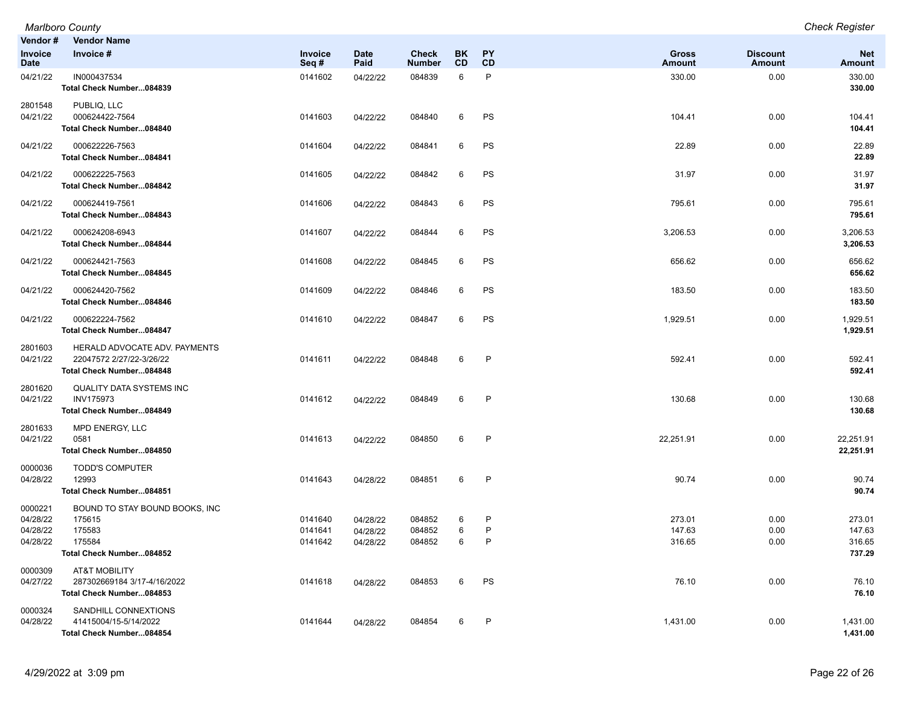| Vendor # | Vendor Name | | | | | | | | |
|---|---|---|---|---|---|---|---|---|---|
| Invoice Date | Invoice # | Invoice Seq # | Date Paid | Check Number | BK CD | PY CD | Gross Amount | Discount Amount | Net Amount |
| 04/21/22 | IN000437534 | 0141602 | 04/22/22 | 084839 | 6 | P | 330.00 | 0.00 | 330.00 |
| | **Total Check Number...084839** | | | | | | | | **330.00** |
| 2801548 | PUBLIQ, LLC | | | | | | | | |
| 04/21/22 | 000624422-7564 | 0141603 | 04/22/22 | 084840 | 6 | PS | 104.41 | 0.00 | 104.41 |
| | **Total Check Number...084840** | | | | | | | | **104.41** |
| 04/21/22 | 000622226-7563 | 0141604 | 04/22/22 | 084841 | 6 | PS | 22.89 | 0.00 | 22.89 |
| | **Total Check Number...084841** | | | | | | | | **22.89** |
| 04/21/22 | 000622225-7563 | 0141605 | 04/22/22 | 084842 | 6 | PS | 31.97 | 0.00 | 31.97 |
| | **Total Check Number...084842** | | | | | | | | **31.97** |
| 04/21/22 | 000624419-7561 | 0141606 | 04/22/22 | 084843 | 6 | PS | 795.61 | 0.00 | 795.61 |
| | **Total Check Number...084843** | | | | | | | | **795.61** |
| 04/21/22 | 000624208-6943 | 0141607 | 04/22/22 | 084844 | 6 | PS | 3,206.53 | 0.00 | 3,206.53 |
| | **Total Check Number...084844** | | | | | | | | **3,206.53** |
| 04/21/22 | 000624421-7563 | 0141608 | 04/22/22 | 084845 | 6 | PS | 656.62 | 0.00 | 656.62 |
| | **Total Check Number...084845** | | | | | | | | **656.62** |
| 04/21/22 | 000624420-7562 | 0141609 | 04/22/22 | 084846 | 6 | PS | 183.50 | 0.00 | 183.50 |
| | **Total Check Number...084846** | | | | | | | | **183.50** |
| 04/21/22 | 000622224-7562 | 0141610 | 04/22/22 | 084847 | 6 | PS | 1,929.51 | 0.00 | 1,929.51 |
| | **Total Check Number...084847** | | | | | | | | **1,929.51** |
| 2801603 | HERALD ADVOCATE ADV. PAYMENTS | | | | | | | | |
| 04/21/22 | 22047572 2/27/22-3/26/22 | 0141611 | 04/22/22 | 084848 | 6 | P | 592.41 | 0.00 | 592.41 |
| | **Total Check Number...084848** | | | | | | | | **592.41** |
| 2801620 | QUALITY DATA SYSTEMS INC | | | | | | | | |
| 04/21/22 | INV175973 | 0141612 | 04/22/22 | 084849 | 6 | P | 130.68 | 0.00 | 130.68 |
| | **Total Check Number...084849** | | | | | | | | **130.68** |
| 2801633 | MPD ENERGY, LLC | | | | | | | | |
| 04/21/22 | 0581 | 0141613 | 04/22/22 | 084850 | 6 | P | 22,251.91 | 0.00 | 22,251.91 |
| | **Total Check Number...084850** | | | | | | | | **22,251.91** |
| 0000036 | TODD'S COMPUTER | | | | | | | | |
| 04/28/22 | 12993 | 0141643 | 04/28/22 | 084851 | 6 | P | 90.74 | 0.00 | 90.74 |
| | **Total Check Number...084851** | | | | | | | | **90.74** |
| 0000221 | BOUND TO STAY BOUND BOOKS, INC | | | | | | | | |
| 04/28/22 | 175615 | 0141640 | 04/28/22 | 084852 | 6 | P | 273.01 | 0.00 | 273.01 |
| 04/28/22 | 175583 | 0141641 | 04/28/22 | 084852 | 6 | P | 147.63 | 0.00 | 147.63 |
| 04/28/22 | 175584 | 0141642 | 04/28/22 | 084852 | 6 | P | 316.65 | 0.00 | 316.65 |
| | **Total Check Number...084852** | | | | | | | | **737.29** |
| 0000309 | AT&T MOBILITY | | | | | | | | |
| 04/27/22 | 287302669184 3/17-4/16/2022 | 0141618 | 04/28/22 | 084853 | 6 | PS | 76.10 | 0.00 | 76.10 |
| | **Total Check Number...084853** | | | | | | | | **76.10** |
| 0000324 | SANDHILL CONNEXTIONS | | | | | | | | |
| 04/28/22 | 41415004/15-5/14/2022 | 0141644 | 04/28/22 | 084854 | 6 | P | 1,431.00 | 0.00 | 1,431.00 |
| | **Total Check Number...084854** | | | | | | | | **1,431.00** |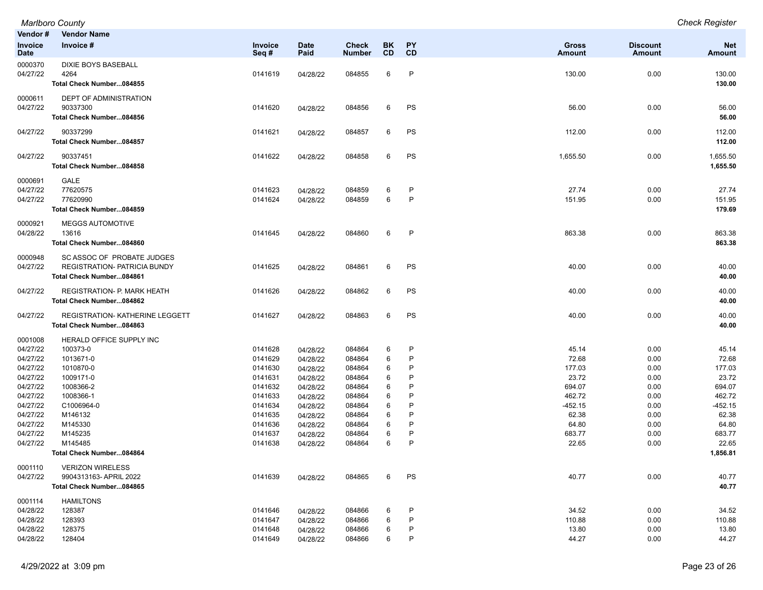Marlboro County — Check Register

| Vendor # / Invoice Date | Vendor Name / Invoice # | Invoice Seq # | Date Paid | Check Number | BK CD | PY CD | Gross Amount | Discount Amount | Net Amount |
|---|---|---|---|---|---|---|---|---|---|
| 0000370 | DIXIE BOYS BASEBALL | | | | | | | | |
| 04/27/22 | 4264 | 0141619 | 04/28/22 | 084855 | 6 | P | 130.00 | 0.00 | 130.00 |
| | **Total Check Number...084855** | | | | | | | | **130.00** |
| 0000611 | DEPT OF ADMINISTRATION | | | | | | | | |
| 04/27/22 | 90337300 | 0141620 | 04/28/22 | 084856 | 6 | PS | 56.00 | 0.00 | 56.00 |
| | **Total Check Number...084856** | | | | | | | | **56.00** |
| 04/27/22 | 90337299 | 0141621 | 04/28/22 | 084857 | 6 | PS | 112.00 | 0.00 | 112.00 |
| | **Total Check Number...084857** | | | | | | | | **112.00** |
| 04/27/22 | 90337451 | 0141622 | 04/28/22 | 084858 | 6 | PS | 1,655.50 | 0.00 | 1,655.50 |
| | **Total Check Number...084858** | | | | | | | | **1,655.50** |
| 0000691 | GALE | | | | | | | | |
| 04/27/22 | 77620575 | 0141623 | 04/28/22 | 084859 | 6 | P | 27.74 | 0.00 | 27.74 |
| 04/27/22 | 77620990 | 0141624 | 04/28/22 | 084859 | 6 | P | 151.95 | 0.00 | 151.95 |
| | **Total Check Number...084859** | | | | | | | | **179.69** |
| 0000921 | MEGGS AUTOMOTIVE | | | | | | | | |
| 04/28/22 | 13616 | 0141645 | 04/28/22 | 084860 | 6 | P | 863.38 | 0.00 | 863.38 |
| | **Total Check Number...084860** | | | | | | | | **863.38** |
| 0000948 | SC ASSOC OF PROBATE JUDGES | | | | | | | | |
| 04/27/22 | REGISTRATION- PATRICIA BUNDY | 0141625 | 04/28/22 | 084861 | 6 | PS | 40.00 | 0.00 | 40.00 |
| | **Total Check Number...084861** | | | | | | | | **40.00** |
| 04/27/22 | REGISTRATION- P. MARK HEATH | 0141626 | 04/28/22 | 084862 | 6 | PS | 40.00 | 0.00 | 40.00 |
| | **Total Check Number...084862** | | | | | | | | **40.00** |
| 04/27/22 | REGISTRATION- KATHERINE LEGGETT | 0141627 | 04/28/22 | 084863 | 6 | PS | 40.00 | 0.00 | 40.00 |
| | **Total Check Number...084863** | | | | | | | | **40.00** |
| 0001008 | HERALD OFFICE SUPPLY INC | | | | | | | | |
| 04/27/22 | 100373-0 | 0141628 | 04/28/22 | 084864 | 6 | P | 45.14 | 0.00 | 45.14 |
| 04/27/22 | 1013671-0 | 0141629 | 04/28/22 | 084864 | 6 | P | 72.68 | 0.00 | 72.68 |
| 04/27/22 | 1010870-0 | 0141630 | 04/28/22 | 084864 | 6 | P | 177.03 | 0.00 | 177.03 |
| 04/27/22 | 1009171-0 | 0141631 | 04/28/22 | 084864 | 6 | P | 23.72 | 0.00 | 23.72 |
| 04/27/22 | 1008366-2 | 0141632 | 04/28/22 | 084864 | 6 | P | 694.07 | 0.00 | 694.07 |
| 04/27/22 | 1008366-1 | 0141633 | 04/28/22 | 084864 | 6 | P | 462.72 | 0.00 | 462.72 |
| 04/27/22 | C1006964-0 | 0141634 | 04/28/22 | 084864 | 6 | P | -452.15 | 0.00 | -452.15 |
| 04/27/22 | M146132 | 0141635 | 04/28/22 | 084864 | 6 | P | 62.38 | 0.00 | 62.38 |
| 04/27/22 | M145330 | 0141636 | 04/28/22 | 084864 | 6 | P | 64.80 | 0.00 | 64.80 |
| 04/27/22 | M145235 | 0141637 | 04/28/22 | 084864 | 6 | P | 683.77 | 0.00 | 683.77 |
| 04/27/22 | M145485 | 0141638 | 04/28/22 | 084864 | 6 | P | 22.65 | 0.00 | 22.65 |
| | **Total Check Number...084864** | | | | | | | | **1,856.81** |
| 0001110 | VERIZON WIRELESS | | | | | | | | |
| 04/27/22 | 9904313163- APRIL 2022 | 0141639 | 04/28/22 | 084865 | 6 | PS | 40.77 | 0.00 | 40.77 |
| | **Total Check Number...084865** | | | | | | | | **40.77** |
| 0001114 | HAMILTONS | | | | | | | | |
| 04/28/22 | 128387 | 0141646 | 04/28/22 | 084866 | 6 | P | 34.52 | 0.00 | 34.52 |
| 04/28/22 | 128393 | 0141647 | 04/28/22 | 084866 | 6 | P | 110.88 | 0.00 | 110.88 |
| 04/28/22 | 128375 | 0141648 | 04/28/22 | 084866 | 6 | P | 13.80 | 0.00 | 13.80 |
| 04/28/22 | 128404 | 0141649 | 04/28/22 | 084866 | 6 | P | 44.27 | 0.00 | 44.27 |

4/29/2022 at 3:09 pm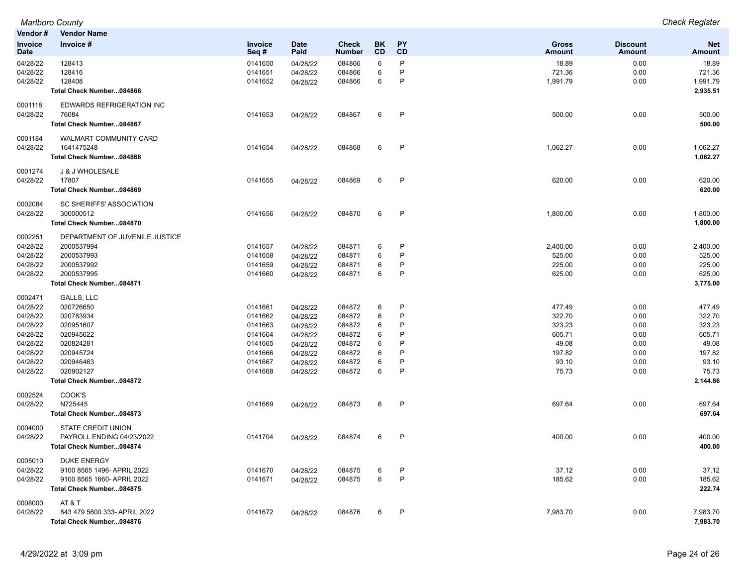| Vendor # | Vendor Name | | | | | | | | |
|---|---|---|---|---|---|---|---|---|---|
| Invoice Date | Invoice # | Invoice Seq # | Date Paid | Check Number | BK CD | PY CD | Gross Amount | Discount Amount | Net Amount |
| 04/28/22 | 128413 | 0141650 | 04/28/22 | 084866 | 6 | P | 18.89 | 0.00 | 18.89 |
| 04/28/22 | 128416 | 0141651 | 04/28/22 | 084866 | 6 | P | 721.36 | 0.00 | 721.36 |
| 04/28/22 | 128408 | 0141652 | 04/28/22 | 084866 | 6 | P | 1,991.79 | 0.00 | 1,991.79 |
| | **Total Check Number...084866** | | | | | | | | **2,935.51** |
| 0001118 | EDWARDS REFRIGERATION INC | | | | | | | | |
| 04/28/22 | 76084 | 0141653 | 04/28/22 | 084867 | 6 | P | 500.00 | 0.00 | 500.00 |
| | **Total Check Number...084867** | | | | | | | | **500.00** |
| 0001184 | WALMART COMMUNITY CARD | | | | | | | | |
| 04/28/22 | 1641475248 | 0141654 | 04/28/22 | 084868 | 6 | P | 1,062.27 | 0.00 | 1,062.27 |
| | **Total Check Number...084868** | | | | | | | | **1,062.27** |
| 0001274 | J & J WHOLESALE | | | | | | | | |
| 04/28/22 | 17807 | 0141655 | 04/28/22 | 084869 | 6 | P | 620.00 | 0.00 | 620.00 |
| | **Total Check Number...084869** | | | | | | | | **620.00** |
| 0002084 | SC SHERIFFS' ASSOCIATION | | | | | | | | |
| 04/28/22 | 300000512 | 0141656 | 04/28/22 | 084870 | 6 | P | 1,800.00 | 0.00 | 1,800.00 |
| | **Total Check Number...084870** | | | | | | | | **1,800.00** |
| 0002251 | DEPARTMENT OF JUVENILE JUSTICE | | | | | | | | |
| 04/28/22 | 2000537994 | 0141657 | 04/28/22 | 084871 | 6 | P | 2,400.00 | 0.00 | 2,400.00 |
| 04/28/22 | 2000537993 | 0141658 | 04/28/22 | 084871 | 6 | P | 525.00 | 0.00 | 525.00 |
| 04/28/22 | 2000537992 | 0141659 | 04/28/22 | 084871 | 6 | P | 225.00 | 0.00 | 225.00 |
| 04/28/22 | 2000537995 | 0141660 | 04/28/22 | 084871 | 6 | P | 625.00 | 0.00 | 625.00 |
| | **Total Check Number...084871** | | | | | | | | **3,775.00** |
| 0002471 | GALLS, LLC | | | | | | | | |
| 04/28/22 | 020726650 | 0141661 | 04/28/22 | 084872 | 6 | P | 477.49 | 0.00 | 477.49 |
| 04/28/22 | 020783934 | 0141662 | 04/28/22 | 084872 | 6 | P | 322.70 | 0.00 | 322.70 |
| 04/28/22 | 020951607 | 0141663 | 04/28/22 | 084872 | 6 | P | 323.23 | 0.00 | 323.23 |
| 04/28/22 | 020945622 | 0141664 | 04/28/22 | 084872 | 6 | P | 605.71 | 0.00 | 605.71 |
| 04/28/22 | 020824281 | 0141665 | 04/28/22 | 084872 | 6 | P | 49.08 | 0.00 | 49.08 |
| 04/28/22 | 020945724 | 0141666 | 04/28/22 | 084872 | 6 | P | 197.82 | 0.00 | 197.82 |
| 04/28/22 | 020946463 | 0141667 | 04/28/22 | 084872 | 6 | P | 93.10 | 0.00 | 93.10 |
| 04/28/22 | 020902127 | 0141668 | 04/28/22 | 084872 | 6 | P | 75.73 | 0.00 | 75.73 |
| | **Total Check Number...084872** | | | | | | | | **2,144.86** |
| 0002524 | COOK'S | | | | | | | | |
| 04/28/22 | N725445 | 0141669 | 04/28/22 | 084873 | 6 | P | 697.64 | 0.00 | 697.64 |
| | **Total Check Number...084873** | | | | | | | | **697.64** |
| 0004000 | STATE CREDIT UNION | | | | | | | | |
| 04/28/22 | PAYROLL ENDING 04/23/2022 | 0141704 | 04/28/22 | 084874 | 6 | P | 400.00 | 0.00 | 400.00 |
| | **Total Check Number...084874** | | | | | | | | **400.00** |
| 0005010 | DUKE ENERGY | | | | | | | | |
| 04/28/22 | 9100 8565 1496- APRIL 2022 | 0141670 | 04/28/22 | 084875 | 6 | P | 37.12 | 0.00 | 37.12 |
| 04/28/22 | 9100 8565 1660- APRIL 2022 | 0141671 | 04/28/22 | 084875 | 6 | P | 185.62 | 0.00 | 185.62 |
| | **Total Check Number...084875** | | | | | | | | **222.74** |
| 0008000 | AT & T | | | | | | | | |
| 04/28/22 | 843 479 5600 333- APRIL 2022 | 0141672 | 04/28/22 | 084876 | 6 | P | 7,983.70 | 0.00 | 7,983.70 |
| | **Total Check Number...084876** | | | | | | | | **7,983.70** |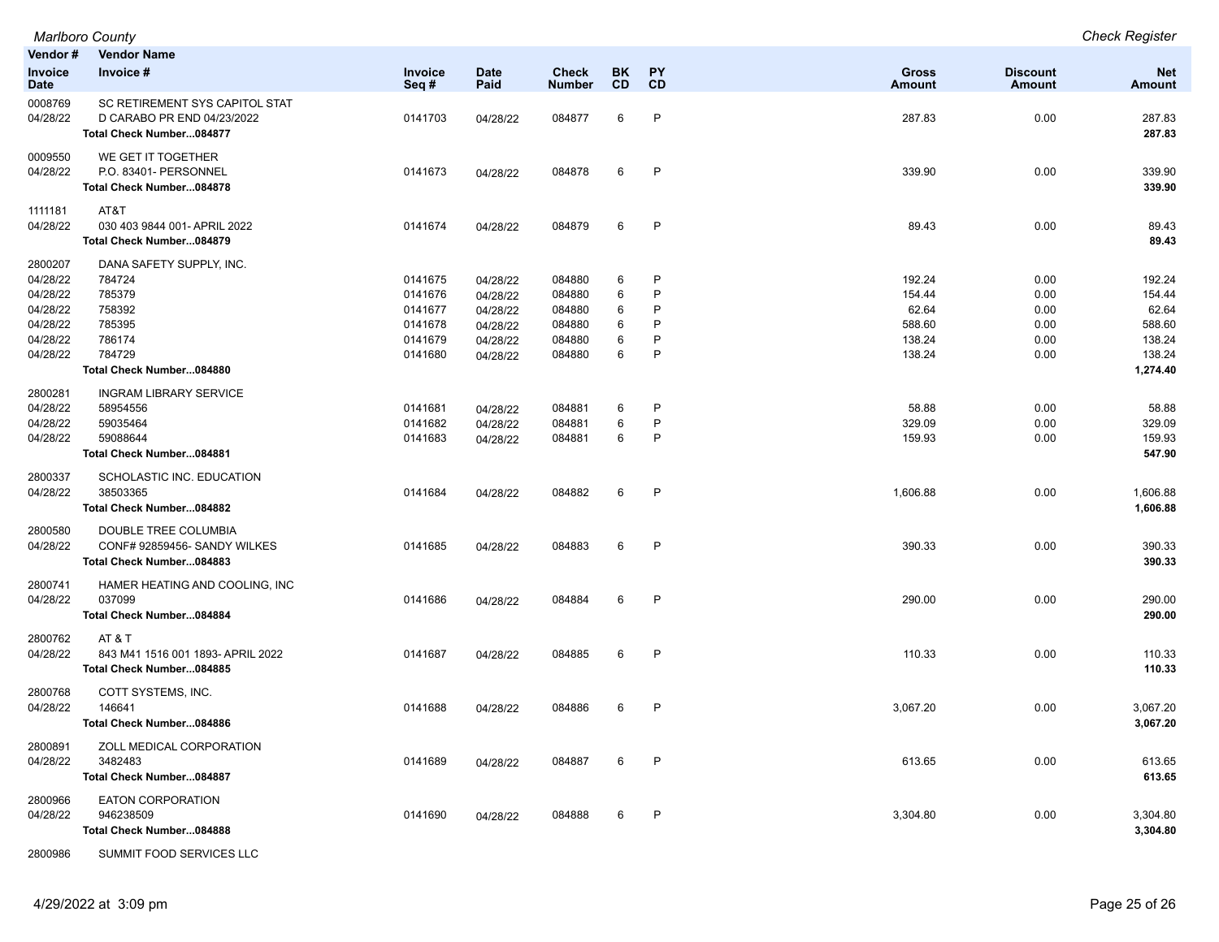*Marlboro County*

*Check Register*

| Vendor # / Invoice Date | Vendor Name / Invoice # | Invoice Seq # | Date Paid | Check Number | BK CD | PY CD | Gross Amount | Discount Amount | Net Amount |
|---|---|---|---|---|---|---|---|---|---|
| 0008769 | SC RETIREMENT SYS CAPITOL STAT | | | | | | | | |
| 04/28/22 | D CARABO PR END 04/23/2022 | 0141703 | 04/28/22 | 084877 | 6 | P | 287.83 | 0.00 | 287.83 |
| | **Total Check Number...084877** | | | | | | | | **287.83** |
| 0009550 | WE GET IT TOGETHER | | | | | | | | |
| 04/28/22 | P.O. 83401- PERSONNEL | 0141673 | 04/28/22 | 084878 | 6 | P | 339.90 | 0.00 | 339.90 |
| | **Total Check Number...084878** | | | | | | | | **339.90** |
| 1111181 | AT&T | | | | | | | | |
| 04/28/22 | 030 403 9844 001- APRIL 2022 | 0141674 | 04/28/22 | 084879 | 6 | P | 89.43 | 0.00 | 89.43 |
| | **Total Check Number...084879** | | | | | | | | **89.43** |
| 2800207 | DANA SAFETY SUPPLY, INC. | | | | | | | | |
| 04/28/22 | 784724 | 0141675 | 04/28/22 | 084880 | 6 | P | 192.24 | 0.00 | 192.24 |
| 04/28/22 | 785379 | 0141676 | 04/28/22 | 084880 | 6 | P | 154.44 | 0.00 | 154.44 |
| 04/28/22 | 758392 | 0141677 | 04/28/22 | 084880 | 6 | P | 62.64 | 0.00 | 62.64 |
| 04/28/22 | 785395 | 0141678 | 04/28/22 | 084880 | 6 | P | 588.60 | 0.00 | 588.60 |
| 04/28/22 | 786174 | 0141679 | 04/28/22 | 084880 | 6 | P | 138.24 | 0.00 | 138.24 |
| 04/28/22 | 784729 | 0141680 | 04/28/22 | 084880 | 6 | P | 138.24 | 0.00 | 138.24 |
| | **Total Check Number...084880** | | | | | | | | **1,274.40** |
| 2800281 | INGRAM LIBRARY SERVICE | | | | | | | | |
| 04/28/22 | 58954556 | 0141681 | 04/28/22 | 084881 | 6 | P | 58.88 | 0.00 | 58.88 |
| 04/28/22 | 59035464 | 0141682 | 04/28/22 | 084881 | 6 | P | 329.09 | 0.00 | 329.09 |
| 04/28/22 | 59088644 | 0141683 | 04/28/22 | 084881 | 6 | P | 159.93 | 0.00 | 159.93 |
| | **Total Check Number...084881** | | | | | | | | **547.90** |
| 2800337 | SCHOLASTIC INC. EDUCATION | | | | | | | | |
| 04/28/22 | 38503365 | 0141684 | 04/28/22 | 084882 | 6 | P | 1,606.88 | 0.00 | 1,606.88 |
| | **Total Check Number...084882** | | | | | | | | **1,606.88** |
| 2800580 | DOUBLE TREE COLUMBIA | | | | | | | | |
| 04/28/22 | CONF# 92859456- SANDY WILKES | 0141685 | 04/28/22 | 084883 | 6 | P | 390.33 | 0.00 | 390.33 |
| | **Total Check Number...084883** | | | | | | | | **390.33** |
| 2800741 | HAMER HEATING AND COOLING, INC | | | | | | | | |
| 04/28/22 | 037099 | 0141686 | 04/28/22 | 084884 | 6 | P | 290.00 | 0.00 | 290.00 |
| | **Total Check Number...084884** | | | | | | | | **290.00** |
| 2800762 | AT & T | | | | | | | | |
| 04/28/22 | 843 M41 1516 001 1893- APRIL 2022 | 0141687 | 04/28/22 | 084885 | 6 | P | 110.33 | 0.00 | 110.33 |
| | **Total Check Number...084885** | | | | | | | | **110.33** |
| 2800768 | COTT SYSTEMS, INC. | | | | | | | | |
| 04/28/22 | 146641 | 0141688 | 04/28/22 | 084886 | 6 | P | 3,067.20 | 0.00 | 3,067.20 |
| | **Total Check Number...084886** | | | | | | | | **3,067.20** |
| 2800891 | ZOLL MEDICAL CORPORATION | | | | | | | | |
| 04/28/22 | 3482483 | 0141689 | 04/28/22 | 084887 | 6 | P | 613.65 | 0.00 | 613.65 |
| | **Total Check Number...084887** | | | | | | | | **613.65** |
| 2800966 | EATON CORPORATION | | | | | | | | |
| 04/28/22 | 946238509 | 0141690 | 04/28/22 | 084888 | 6 | P | 3,304.80 | 0.00 | 3,304.80 |
| | **Total Check Number...084888** | | | | | | | | **3,304.80** |
| 2800986 | SUMMIT FOOD SERVICES LLC | | | | | | | | |

4/29/2022 at 3:09 pm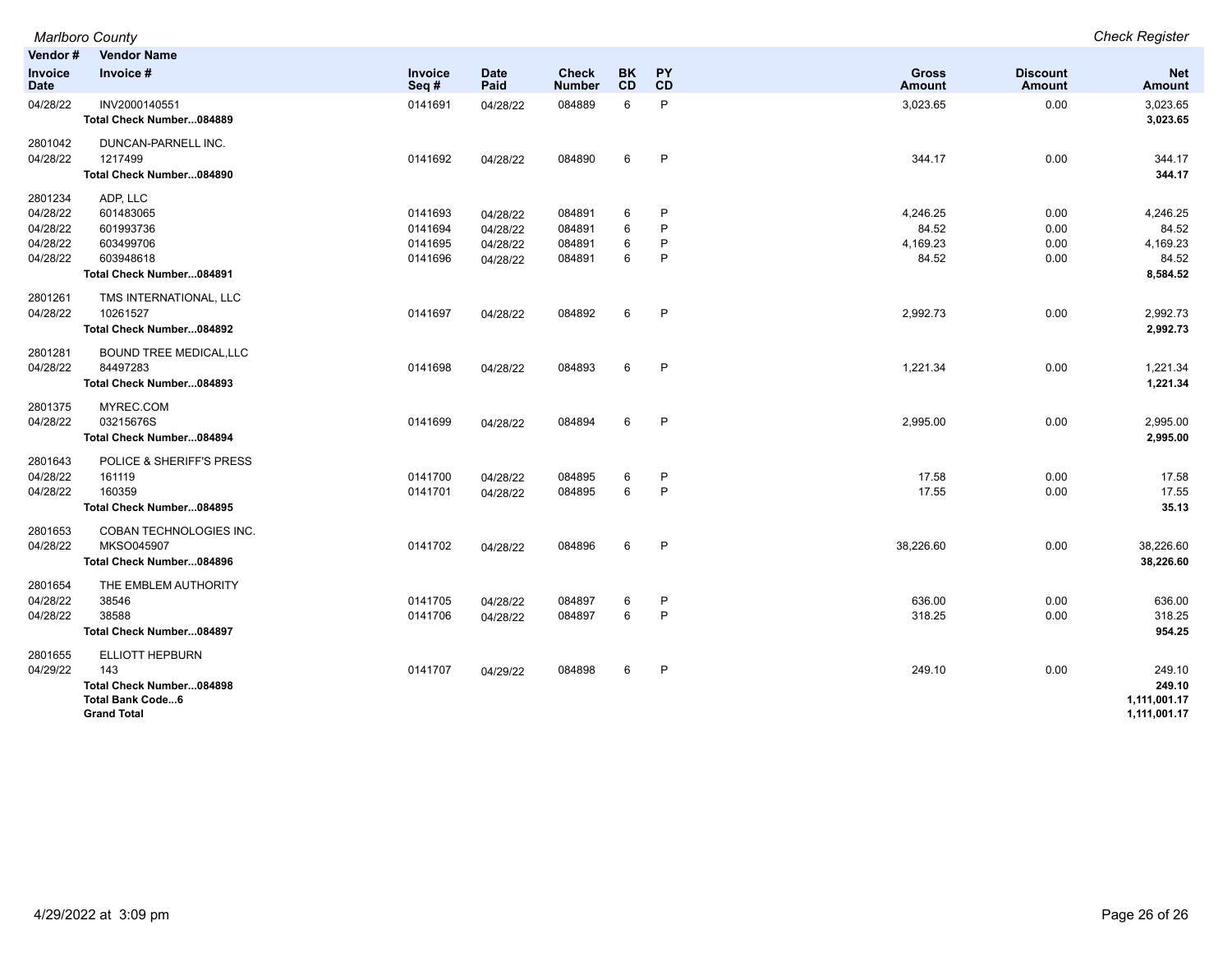*Marlboro County* *Check Register*

| Vendor # / Invoice Date | Vendor Name / Invoice # | Invoice Seq # | Date Paid | Check Number | BK CD | PY CD | Gross Amount | Discount Amount | Net Amount |
|---|---|---|---|---|---|---|---|---|---|
| 04/28/22 | INV2000140551 | 0141691 | 04/28/22 | 084889 | 6 | P | 3,023.65 | 0.00 | 3,023.65 |
| | **Total Check Number...084889** | | | | | | | | **3,023.65** |
| 2801042 | DUNCAN-PARNELL INC. | | | | | | | | |
| 04/28/22 | 1217499 | 0141692 | 04/28/22 | 084890 | 6 | P | 344.17 | 0.00 | 344.17 |
| | **Total Check Number...084890** | | | | | | | | **344.17** |
| 2801234 | ADP, LLC | | | | | | | | |
| 04/28/22 | 601483065 | 0141693 | 04/28/22 | 084891 | 6 | P | 4,246.25 | 0.00 | 4,246.25 |
| 04/28/22 | 601993736 | 0141694 | 04/28/22 | 084891 | 6 | P | 84.52 | 0.00 | 84.52 |
| 04/28/22 | 603499706 | 0141695 | 04/28/22 | 084891 | 6 | P | 4,169.23 | 0.00 | 4,169.23 |
| 04/28/22 | 603948618 | 0141696 | 04/28/22 | 084891 | 6 | P | 84.52 | 0.00 | 84.52 |
| | **Total Check Number...084891** | | | | | | | | **8,584.52** |
| 2801261 | TMS INTERNATIONAL, LLC | | | | | | | | |
| 04/28/22 | 10261527 | 0141697 | 04/28/22 | 084892 | 6 | P | 2,992.73 | 0.00 | 2,992.73 |
| | **Total Check Number...084892** | | | | | | | | **2,992.73** |
| 2801281 | BOUND TREE MEDICAL,LLC | | | | | | | | |
| 04/28/22 | 84497283 | 0141698 | 04/28/22 | 084893 | 6 | P | 1,221.34 | 0.00 | 1,221.34 |
| | **Total Check Number...084893** | | | | | | | | **1,221.34** |
| 2801375 | MYREC.COM | | | | | | | | |
| 04/28/22 | 03215676S | 0141699 | 04/28/22 | 084894 | 6 | P | 2,995.00 | 0.00 | 2,995.00 |
| | **Total Check Number...084894** | | | | | | | | **2,995.00** |
| 2801643 | POLICE & SHERIFF'S PRESS | | | | | | | | |
| 04/28/22 | 161119 | 0141700 | 04/28/22 | 084895 | 6 | P | 17.58 | 0.00 | 17.58 |
| 04/28/22 | 160359 | 0141701 | 04/28/22 | 084895 | 6 | P | 17.55 | 0.00 | 17.55 |
| | **Total Check Number...084895** | | | | | | | | **35.13** |
| 2801653 | COBAN TECHNOLOGIES INC. | | | | | | | | |
| 04/28/22 | MKSO045907 | 0141702 | 04/28/22 | 084896 | 6 | P | 38,226.60 | 0.00 | 38,226.60 |
| | **Total Check Number...084896** | | | | | | | | **38,226.60** |
| 2801654 | THE EMBLEM AUTHORITY | | | | | | | | |
| 04/28/22 | 38546 | 0141705 | 04/28/22 | 084897 | 6 | P | 636.00 | 0.00 | 636.00 |
| 04/28/22 | 38588 | 0141706 | 04/28/22 | 084897 | 6 | P | 318.25 | 0.00 | 318.25 |
| | **Total Check Number...084897** | | | | | | | | **954.25** |
| 2801655 | ELLIOTT HEPBURN | | | | | | | | |
| 04/29/22 | 143 | 0141707 | 04/29/22 | 084898 | 6 | P | 249.10 | 0.00 | 249.10 |
| | **Total Check Number...084898** | | | | | | | | **249.10** |
| | **Total Bank Code...6** | | | | | | | | **1,111,001.17** |
| | **Grand Total** | | | | | | | | **1,111,001.17** |

4/29/2022 at 3:09 pm